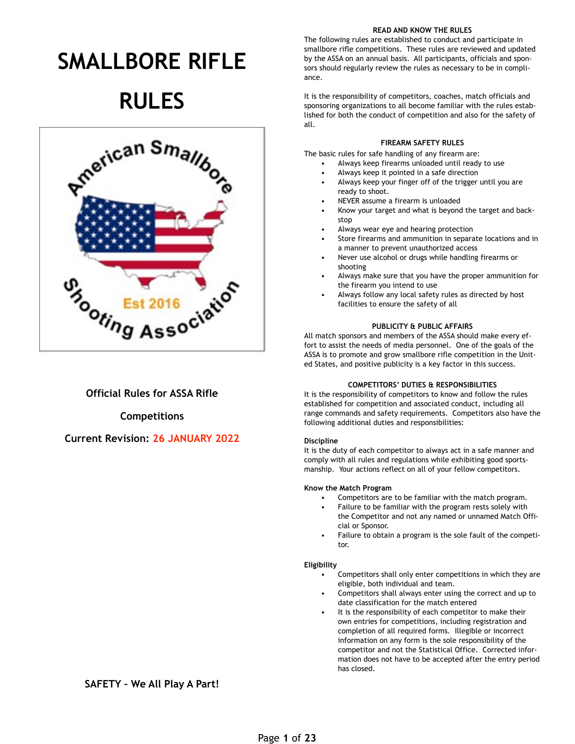# SMALLBORE RIFLE RULES

Official Rules for ASSA Rifle Competitions

Current Revision: 26 JANUARY 2022

SAFETY – We All Play A Part!

## READ AND KNOW THE RULES

The following rules are established to conduct and participate in smallbore rifle competitions. These rules are reviewed and updated by the ASSA on an annual basis. All participants, officials and sponsors should regularly review the rules as necessary to be in compliance.

It is the responsibility of competitors, coaches, match officials and sponsoring organizations to all become familiar with the rules established for both the conduct of competition and also for the safety of all.

## FIREARM SAFETY RULES

The basic rules for safe handling of any firearm are:

- Always keep firearms unloaded until ready to use
- Always keep it pointed in a safe direction
- Always keep your finger off of the trigger until you are ready to shoot.
- NEVER assume a firearm is unloaded
- Know your target and what is beyond the target and backstop
- Always wear eye and hearing protection
- Store firearms and ammunition in separate locations and in a manner to prevent unauthorized access
- Never use alcohol or drugs while handling firearms or shooting
- Always make sure that you have the proper ammunition for the firearm you intend to use
- Always follow any local safety rules as directed by host facilities to ensure the safety of all

## PUBLICITY & PUBLIC AFFAIRS

All match sponsors and members of the ASSA should make every effort to assist the needs of media personnel. One of the goals of the ASSA is to promote and grow smallbore rifle competition in the United States, and positive publicity is a key factor in this success.

## COMPETITORS' DUTIES & RESPONSIBILITIES

It is the responsibility of competitors to know and follow the rules established for competition and associated conduct, including all range commands and safety requirements. Competitors also have the following additional duties and responsibilities:

### Discipline

It is the duty of each competitor to always act in a safe manner and comply with all rules and regulations while exhibiting good sportsmanship. Your actions reflect on all of your fellow competitors.

### Know the Match Program

- Competitors are to be familiar with the match program.
- Failure to be familiar with the program rests solely with the Competitor and not any named or unnamed Match Official or Sponsor.
- Failure to obtain a program is the sole fault of the competitor.

### Eligibility

- Competitors shall only enter competitions in which they are eligible, both individual and team.
- Competitors shall always enter using the correct and up to date classification for the match entered
- It is the responsibility of each competitor to make their own entries for competitions, including registration and completion of all required forms. Illegible or incorrect information on any form is the sole responsibility of the competitor and not the Statistical Office. Corrected information does not have to be accepted after the entry period has closed.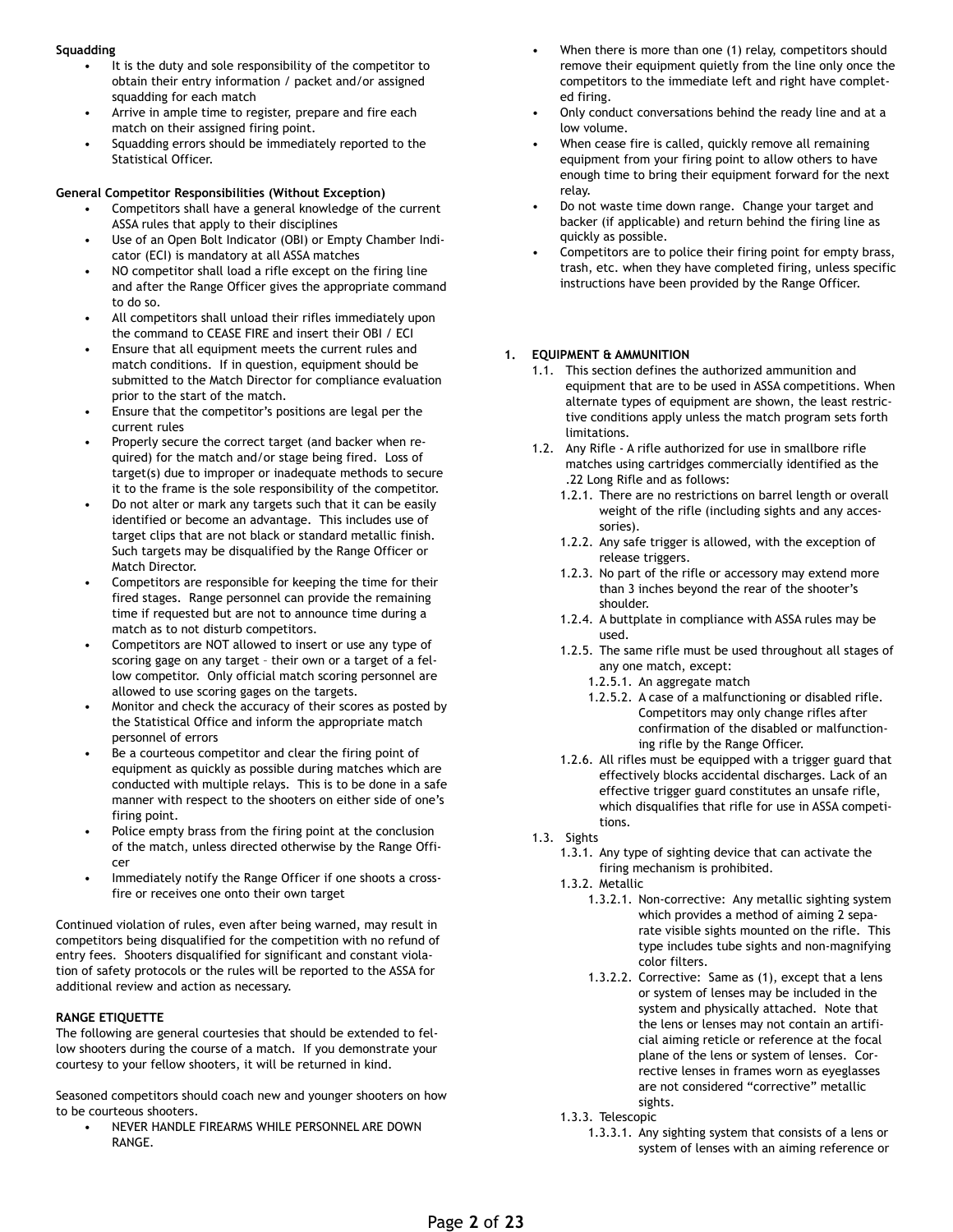**Squadding**

- It is the duty and sole responsibility of the competitor to obtain their entry information / packet and/or assigned squadding for each match
- Arrive in ample time to register, prepare and fire each match on their assigned firing point.
- Squadding errors should be immediately reported to the Statistical Officer.

**General Competitor Responsibilities (Without Exception)**

- Competitors shall have a general knowledge of the current ASSA rules that apply to their disciplines
- Use of an Open Bolt Indicator (OBI) or Empty Chamber Indicator (ECI) is mandatory at all ASSA matches
- NO competitor shall load a rifle except on the firing line and after the Range Officer gives the appropriate command to do so.
- All competitors shall unload their rifles immediately upon the command to CEASE FIRE and insert their OBI / ECI
- Ensure that all equipment meets the current rules and match conditions. If in question, equipment should be submitted to the Match Director for compliance evaluation prior to the start of the match.
- Ensure that the competitor's positions are legal per the current rules
- Properly secure the correct target (and backer when required) for the match and/or stage being fired. Loss of target(s) due to improper or inadequate methods to secure it to the frame is the sole responsibility of the competitor.
- Do not alter or mark any targets such that it can be easily identified or become an advantage. This includes use of target clips that are not black or standard metallic finish. Such targets may be disqualified by the Range Officer or Match Director.
- Competitors are responsible for keeping the time for their fired stages. Range personnel can provide the remaining time if requested but are not to announce time during a match as to not disturb competitors.
- Competitors are NOT allowed to insert or use any type of scoring gage on any target – their own or a target of a fellow competitor. Only official match scoring personnel are allowed to use scoring gages on the targets.
- Monitor and check the accuracy of their scores as posted by the Statistical Office and inform the appropriate match personnel of errors
- Be a courteous competitor and clear the firing point of equipment as quickly as possible during matches which are conducted with multiple relays. This is to be done in a safe manner with respect to the shooters on either side of one's firing point.
- Police empty brass from the firing point at the conclusion of the match, unless directed otherwise by the Range Officer
- Immediately notify the Range Officer if one shoots a cross-fire or receives one onto their own target

Continued violation of rules, even after being warned, may result in competitors being disqualified for the competition with no refund of entry fees. Shooters disqualified for significant and constant violation of safety protocols or the rules will be reported to the ASSA for additional review and action as necessary.

**RANGE ETIQUETTE**

The following are general courtesies that should be extended to fellow shooters during the course of a match. If you demonstrate your courtesy to your fellow shooters, it will be returned in kind.

Seasoned competitors should coach new and younger shooters on how to be courteous shooters.

- NEVER HANDLE FIREARMS WHILE PERSONNEL ARE DOWN RANGE.
- When there is more than one (1) relay, competitors should remove their equipment quietly from the line only once the competitors to the immediate left and right have completed firing.
- Only conduct conversations behind the ready line and at a low volume.
- When cease fire is called, quickly remove all remaining equipment from your firing point to allow others to have enough time to bring their equipment forward for the next relay.
- Do not waste time down range. Change your target and backer (if applicable) and return behind the firing line as quickly as possible.
- Competitors are to police their firing point for empty brass, trash, etc. when they have completed firing, unless specific instructions have been provided by the Range Officer.

**1. EQUIPMENT & AMMUNITION**

1.1. This section defines the authorized ammunition and equipment that are to be used in ASSA competitions. When alternate types of equipment are shown, the least restrictive conditions apply unless the match program sets forth limitations.

1.2. Any Rifle - A rifle authorized for use in smallbore rifle matches using cartridges commercially identified as the .22 Long Rifle and as follows:

1.2.1. There are no restrictions on barrel length or overall weight of the rifle (including sights and any accessories).

1.2.2. Any safe trigger is allowed, with the exception of release triggers.

1.2.3. No part of the rifle or accessory may extend more than 3 inches beyond the rear of the shooter's shoulder.

1.2.4. A buttplate in compliance with ASSA rules may be used.

1.2.5. The same rifle must be used throughout all stages of any one match, except:

1.2.5.1. An aggregate match

1.2.5.2. A case of a malfunctioning or disabled rifle. Competitors may only change rifles after confirmation of the disabled or malfunctioning rifle by the Range Officer.

1.2.6. All rifles must be equipped with a trigger guard that effectively blocks accidental discharges. Lack of an effective trigger guard constitutes an unsafe rifle, which disqualifies that rifle for use in ASSA competitions.

1.3. Sights

1.3.1. Any type of sighting device that can activate the firing mechanism is prohibited.

1.3.2. Metallic

1.3.2.1. Non-corrective: Any metallic sighting system which provides a method of aiming 2 separate visible sights mounted on the rifle. This type includes tube sights and non-magnifying color filters.

1.3.2.2. Corrective: Same as (1), except that a lens or system of lenses may be included in the system and physically attached. Note that the lens or lenses may not contain an artificial aiming reticle or reference at the focal plane of the lens or system of lenses. Corrective lenses in frames worn as eyeglasses are not considered "corrective" metallic sights.

1.3.3. Telescopic

1.3.3.1. Any sighting system that consists of a lens or system of lenses with an aiming reference or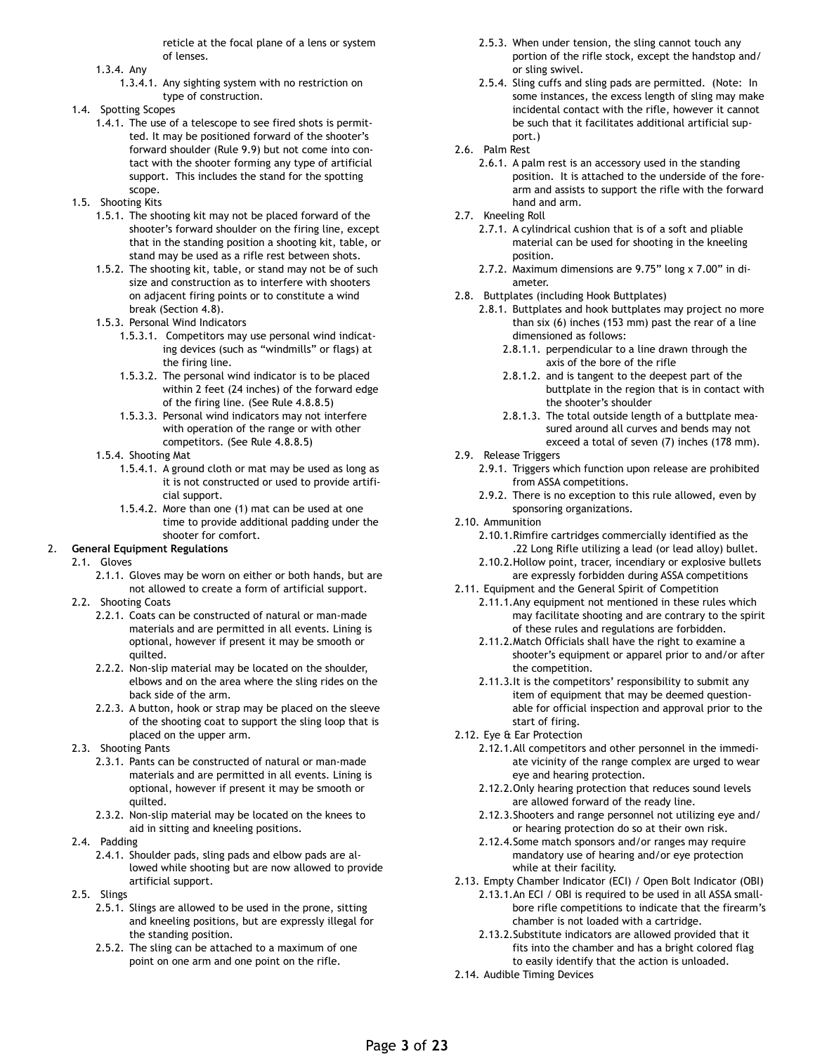reticle at the focal plane of a lens or system of lenses.

- 1.3.4. Any
  - 1.3.4.1. Any sighting system with no restriction on type of construction.
- 1.4. Spotting Scopes
  - 1.4.1. The use of a telescope to see fired shots is permitted. It may be positioned forward of the shooter's forward shoulder (Rule 9.9) but not come into contact with the shooter forming any type of artificial support. This includes the stand for the spotting scope.
- 1.5. Shooting Kits
  - 1.5.1. The shooting kit may not be placed forward of the shooter's forward shoulder on the firing line, except that in the standing position a shooting kit, table, or stand may be used as a rifle rest between shots.
  - 1.5.2. The shooting kit, table, or stand may not be of such size and construction as to interfere with shooters on adjacent firing points or to constitute a wind break (Section 4.8).
  - 1.5.3. Personal Wind Indicators
    - 1.5.3.1. Competitors may use personal wind indicating devices (such as "windmills" or flags) at the firing line.
    - 1.5.3.2. The personal wind indicator is to be placed within 2 feet (24 inches) of the forward edge of the firing line. (See Rule 4.8.8.5)
    - 1.5.3.3. Personal wind indicators may not interfere with operation of the range or with other competitors. (See Rule 4.8.8.5)
  - 1.5.4. Shooting Mat
    - 1.5.4.1. A ground cloth or mat may be used as long as it is not constructed or used to provide artificial support.
    - 1.5.4.2. More than one (1) mat can be used at one time to provide additional padding under the shooter for comfort.

2. **General Equipment Regulations**

- 2.1. Gloves
  - 2.1.1. Gloves may be worn on either or both hands, but are not allowed to create a form of artificial support.
- 2.2. Shooting Coats
  - 2.2.1. Coats can be constructed of natural or man-made materials and are permitted in all events. Lining is optional, however if present it may be smooth or quilted.
  - 2.2.2. Non-slip material may be located on the shoulder, elbows and on the area where the sling rides on the back side of the arm.
  - 2.2.3. A button, hook or strap may be placed on the sleeve of the shooting coat to support the sling loop that is placed on the upper arm.
- 2.3. Shooting Pants
  - 2.3.1. Pants can be constructed of natural or man-made materials and are permitted in all events. Lining is optional, however if present it may be smooth or quilted.
  - 2.3.2. Non-slip material may be located on the knees to aid in sitting and kneeling positions.
- 2.4. Padding
  - 2.4.1. Shoulder pads, sling pads and elbow pads are allowed while shooting but are now allowed to provide artificial support.
- 2.5. Slings
  - 2.5.1. Slings are allowed to be used in the prone, sitting and kneeling positions, but are expressly illegal for the standing position.
  - 2.5.2. The sling can be attached to a maximum of one point on one arm and one point on the rifle.
  - 2.5.3. When under tension, the sling cannot touch any portion of the rifle stock, except the handstop and/or sling swivel.
  - 2.5.4. Sling cuffs and sling pads are permitted. (Note: In some instances, the excess length of sling may make incidental contact with the rifle, however it cannot be such that it facilitates additional artificial support.)
- 2.6. Palm Rest
  - 2.6.1. A palm rest is an accessory used in the standing position. It is attached to the underside of the forearm and assists to support the rifle with the forward hand and arm.
- 2.7. Kneeling Roll
  - 2.7.1. A cylindrical cushion that is of a soft and pliable material can be used for shooting in the kneeling position.
  - 2.7.2. Maximum dimensions are 9.75" long x 7.00" in diameter.
- 2.8. Buttplates (including Hook Buttplates)
  - 2.8.1. Buttplates and hook buttplates may project no more than six (6) inches (153 mm) past the rear of a line dimensioned as follows:
    - 2.8.1.1. perpendicular to a line drawn through the axis of the bore of the rifle
    - 2.8.1.2. and is tangent to the deepest part of the buttplate in the region that is in contact with the shooter's shoulder
    - 2.8.1.3. The total outside length of a buttplate measured around all curves and bends may not exceed a total of seven (7) inches (178 mm).
- 2.9. Release Triggers
  - 2.9.1. Triggers which function upon release are prohibited from ASSA competitions.
  - 2.9.2. There is no exception to this rule allowed, even by sponsoring organizations.
- 2.10. Ammunition
  - 2.10.1. Rimfire cartridges commercially identified as the .22 Long Rifle utilizing a lead (or lead alloy) bullet.
  - 2.10.2. Hollow point, tracer, incendiary or explosive bullets are expressly forbidden during ASSA competitions
- 2.11. Equipment and the General Spirit of Competition
  - 2.11.1. Any equipment not mentioned in these rules which may facilitate shooting and are contrary to the spirit of these rules and regulations are forbidden.
  - 2.11.2. Match Officials shall have the right to examine a shooter's equipment or apparel prior to and/or after the competition.
  - 2.11.3. It is the competitors' responsibility to submit any item of equipment that may be deemed questionable for official inspection and approval prior to the start of firing.
- 2.12. Eye & Ear Protection
  - 2.12.1. All competitors and other personnel in the immediate vicinity of the range complex are urged to wear eye and hearing protection.
  - 2.12.2. Only hearing protection that reduces sound levels are allowed forward of the ready line.
  - 2.12.3. Shooters and range personnel not utilizing eye and/or hearing protection do so at their own risk.
  - 2.12.4. Some match sponsors and/or ranges may require mandatory use of hearing and/or eye protection while at their facility.
- 2.13. Empty Chamber Indicator (ECI) / Open Bolt Indicator (OBI)
  - 2.13.1. An ECI / OBI is required to be used in all ASSA smallbore rifle competitions to indicate that the firearm's chamber is not loaded with a cartridge.
  - 2.13.2. Substitute indicators are allowed provided that it fits into the chamber and has a bright colored flag to easily identify that the action is unloaded.
- 2.14. Audible Timing Devices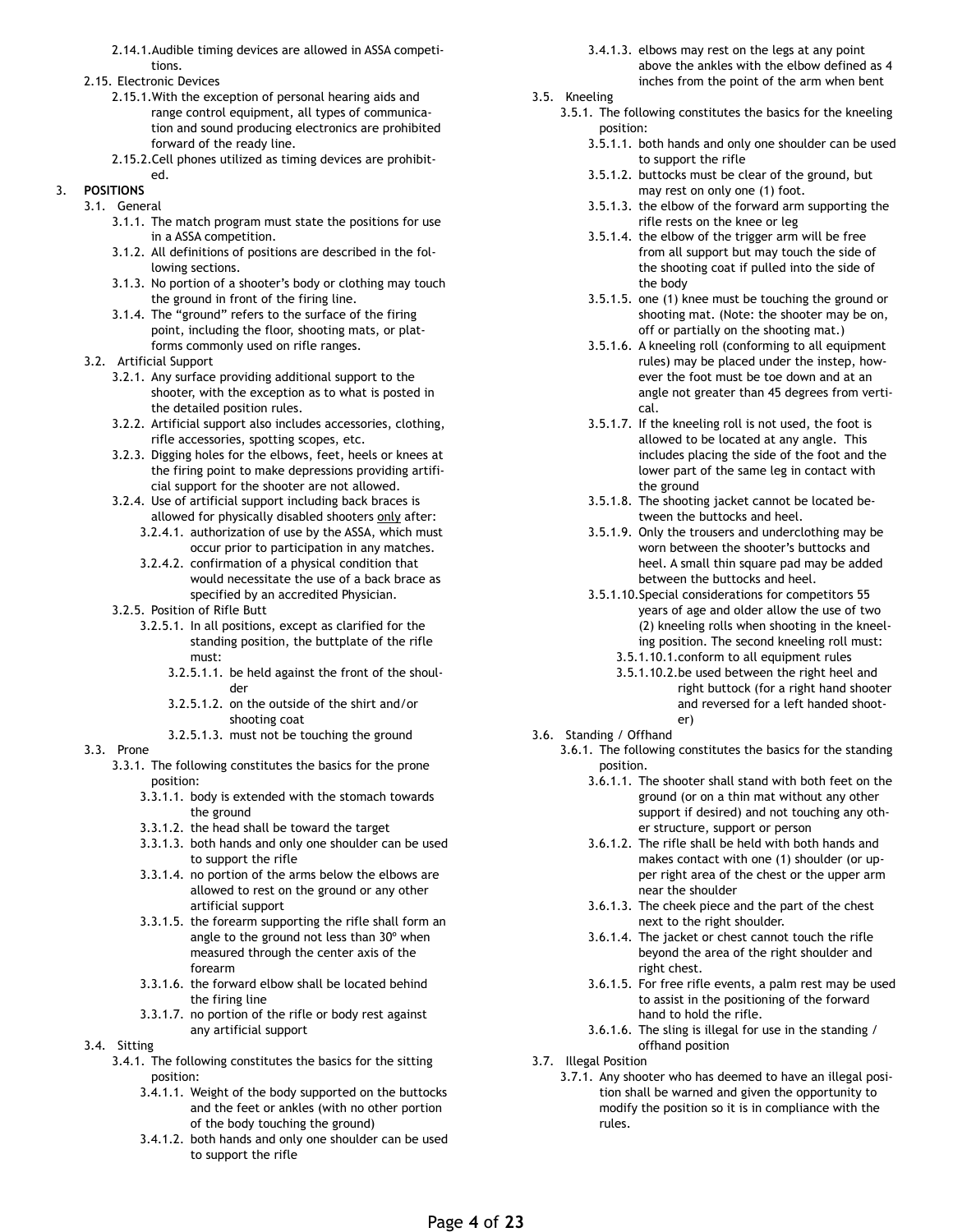2.14.1. Audible timing devices are allowed in ASSA competitions.

2.15. Electronic Devices

2.15.1. With the exception of personal hearing aids and range control equipment, all types of communication and sound producing electronics are prohibited forward of the ready line.

2.15.2. Cell phones utilized as timing devices are prohibited.

## 3. POSITIONS

3.1. General

3.1.1. The match program must state the positions for use in a ASSA competition.

3.1.2. All definitions of positions are described in the following sections.

3.1.3. No portion of a shooter's body or clothing may touch the ground in front of the firing line.

3.1.4. The "ground" refers to the surface of the firing point, including the floor, shooting mats, or platforms commonly used on rifle ranges.

3.2. Artificial Support

3.2.1. Any surface providing additional support to the shooter, with the exception as to what is posted in the detailed position rules.

3.2.2. Artificial support also includes accessories, clothing, rifle accessories, spotting scopes, etc.

3.2.3. Digging holes for the elbows, feet, heels or knees at the firing point to make depressions providing artificial support for the shooter are not allowed.

3.2.4. Use of artificial support including back braces is allowed for physically disabled shooters only after:

3.2.4.1. authorization of use by the ASSA, which must occur prior to participation in any matches.

3.2.4.2. confirmation of a physical condition that would necessitate the use of a back brace as specified by an accredited Physician.

3.2.5. Position of Rifle Butt

3.2.5.1. In all positions, except as clarified for the standing position, the buttplate of the rifle must:

3.2.5.1.1. be held against the front of the shoulder

3.2.5.1.2. on the outside of the shirt and/or shooting coat

3.2.5.1.3. must not be touching the ground

3.3. Prone

3.3.1. The following constitutes the basics for the prone position:

3.3.1.1. body is extended with the stomach towards the ground

3.3.1.2. the head shall be toward the target

3.3.1.3. both hands and only one shoulder can be used to support the rifle

3.3.1.4. no portion of the arms below the elbows are allowed to rest on the ground or any other artificial support

3.3.1.5. the forearm supporting the rifle shall form an angle to the ground not less than 30º when measured through the center axis of the forearm

3.3.1.6. the forward elbow shall be located behind the firing line

3.3.1.7. no portion of the rifle or body rest against any artificial support

3.4. Sitting

3.4.1. The following constitutes the basics for the sitting position:

3.4.1.1. Weight of the body supported on the buttocks and the feet or ankles (with no other portion of the body touching the ground)

3.4.1.2. both hands and only one shoulder can be used to support the rifle

3.4.1.3. elbows may rest on the legs at any point above the ankles with the elbow defined as 4 inches from the point of the arm when bent

3.5. Kneeling

3.5.1. The following constitutes the basics for the kneeling position:

3.5.1.1. both hands and only one shoulder can be used to support the rifle

3.5.1.2. buttocks must be clear of the ground, but may rest on only one (1) foot.

3.5.1.3. the elbow of the forward arm supporting the rifle rests on the knee or leg

3.5.1.4. the elbow of the trigger arm will be free from all support but may touch the side of the shooting coat if pulled into the side of the body

3.5.1.5. one (1) knee must be touching the ground or shooting mat. (Note: the shooter may be on, off or partially on the shooting mat.)

3.5.1.6. A kneeling roll (conforming to all equipment rules) may be placed under the instep, however the foot must be toe down and at an angle not greater than 45 degrees from vertical.

3.5.1.7. If the kneeling roll is not used, the foot is allowed to be located at any angle. This includes placing the side of the foot and the lower part of the same leg in contact with the ground

3.5.1.8. The shooting jacket cannot be located between the buttocks and heel.

3.5.1.9. Only the trousers and underclothing may be worn between the shooter's buttocks and heel. A small thin square pad may be added between the buttocks and heel.

3.5.1.10. Special considerations for competitors 55 years of age and older allow the use of two (2) kneeling rolls when shooting in the kneeling position. The second kneeling roll must:

3.5.1.10.1. conform to all equipment rules

3.5.1.10.2. be used between the right heel and right buttock (for a right hand shooter and reversed for a left handed shooter)

3.6. Standing / Offhand

3.6.1. The following constitutes the basics for the standing position.

3.6.1.1. The shooter shall stand with both feet on the ground (or on a thin mat without any other support if desired) and not touching any other structure, support or person

3.6.1.2. The rifle shall be held with both hands and makes contact with one (1) shoulder (or upper right area of the chest or the upper arm near the shoulder

3.6.1.3. The cheek piece and the part of the chest next to the right shoulder.

3.6.1.4. The jacket or chest cannot touch the rifle beyond the area of the right shoulder and right chest.

3.6.1.5. For free rifle events, a palm rest may be used to assist in the positioning of the forward hand to hold the rifle.

3.6.1.6. The sling is illegal for use in the standing / offhand position

3.7. Illegal Position

3.7.1. Any shooter who has deemed to have an illegal position shall be warned and given the opportunity to modify the position so it is in compliance with the rules.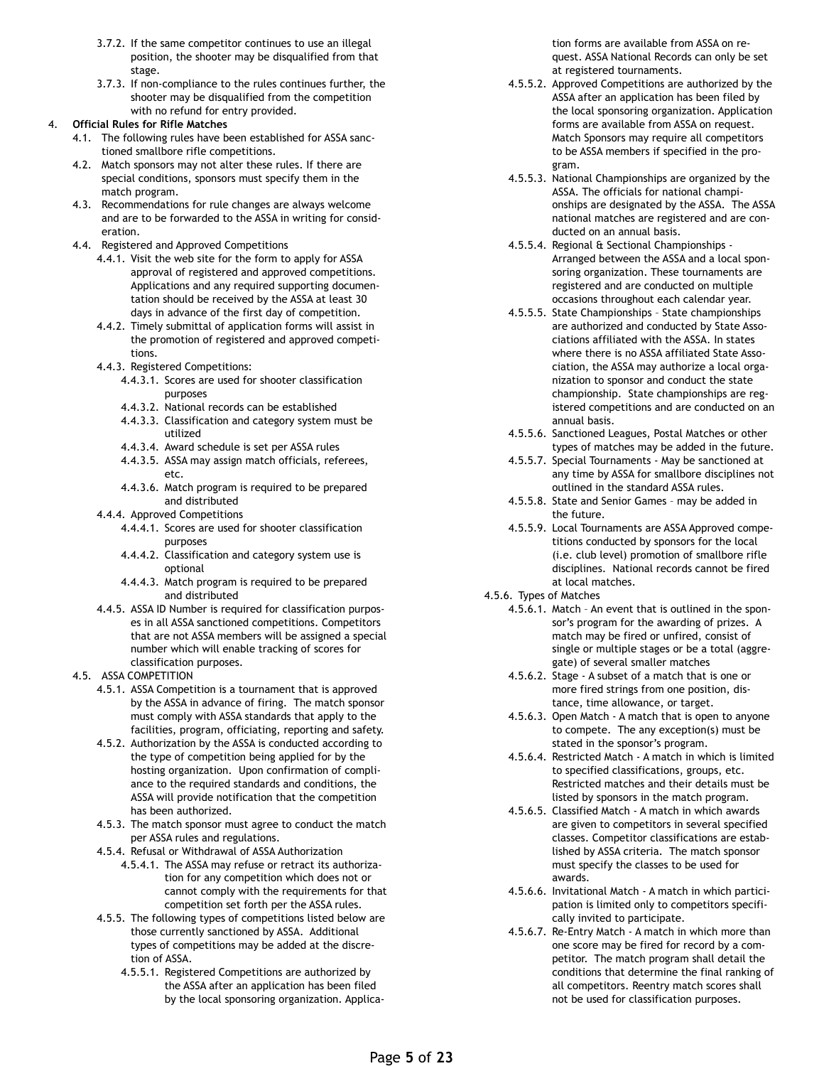- 3.7.2. If the same competitor continues to use an illegal position, the shooter may be disqualified from that stage.
- 3.7.3. If non-compliance to the rules continues further, the shooter may be disqualified from the competition with no refund for entry provided.

4. **Official Rules for Rifle Matches**

- 4.1. The following rules have been established for ASSA sanctioned smallbore rifle competitions.
- 4.2. Match sponsors may not alter these rules. If there are special conditions, sponsors must specify them in the match program.
- 4.3. Recommendations for rule changes are always welcome and are to be forwarded to the ASSA in writing for consideration.
- 4.4. Registered and Approved Competitions
  - 4.4.1. Visit the web site for the form to apply for ASSA approval of registered and approved competitions. Applications and any required supporting documentation should be received by the ASSA at least 30 days in advance of the first day of competition.
  - 4.4.2. Timely submittal of application forms will assist in the promotion of registered and approved competitions.
  - 4.4.3. Registered Competitions:
    - 4.4.3.1. Scores are used for shooter classification purposes
    - 4.4.3.2. National records can be established
    - 4.4.3.3. Classification and category system must be utilized
    - 4.4.3.4. Award schedule is set per ASSA rules
    - 4.4.3.5. ASSA may assign match officials, referees, etc.
    - 4.4.3.6. Match program is required to be prepared and distributed
  - 4.4.4. Approved Competitions
    - 4.4.4.1. Scores are used for shooter classification purposes
    - 4.4.4.2. Classification and category system use is optional
    - 4.4.4.3. Match program is required to be prepared and distributed
  - 4.4.5. ASSA ID Number is required for classification purposes in all ASSA sanctioned competitions. Competitors that are not ASSA members will be assigned a special number which will enable tracking of scores for classification purposes.
- 4.5. ASSA COMPETITION
  - 4.5.1. ASSA Competition is a tournament that is approved by the ASSA in advance of firing. The match sponsor must comply with ASSA standards that apply to the facilities, program, officiating, reporting and safety.
  - 4.5.2. Authorization by the ASSA is conducted according to the type of competition being applied for by the hosting organization. Upon confirmation of compliance to the required standards and conditions, the ASSA will provide notification that the competition has been authorized.
  - 4.5.3. The match sponsor must agree to conduct the match per ASSA rules and regulations.
  - 4.5.4. Refusal or Withdrawal of ASSA Authorization
    - 4.5.4.1. The ASSA may refuse or retract its authorization for any competition which does not or cannot comply with the requirements for that competition set forth per the ASSA rules.
  - 4.5.5. The following types of competitions listed below are those currently sanctioned by ASSA. Additional types of competitions may be added at the discretion of ASSA.
    - 4.5.5.1. Registered Competitions are authorized by the ASSA after an application has been filed by the local sponsoring organization. Application forms are available from ASSA on request. ASSA National Records can only be set at registered tournaments.
    - 4.5.5.2. Approved Competitions are authorized by the ASSA after an application has been filed by the local sponsoring organization. Application forms are available from ASSA on request. Match Sponsors may require all competitors to be ASSA members if specified in the program.
    - 4.5.5.3. National Championships are organized by the ASSA. The officials for national championships are designated by the ASSA. The ASSA national matches are registered and are conducted on an annual basis.
    - 4.5.5.4. Regional & Sectional Championships - Arranged between the ASSA and a local sponsoring organization. These tournaments are registered and are conducted on multiple occasions throughout each calendar year.
    - 4.5.5.5. State Championships – State championships are authorized and conducted by State Associations affiliated with the ASSA. In states where there is no ASSA affiliated State Association, the ASSA may authorize a local organization to sponsor and conduct the state championship. State championships are registered competitions and are conducted on an annual basis.
    - 4.5.5.6. Sanctioned Leagues, Postal Matches or other types of matches may be added in the future.
    - 4.5.5.7. Special Tournaments - May be sanctioned at any time by ASSA for smallbore disciplines not outlined in the standard ASSA rules.
    - 4.5.5.8. State and Senior Games – may be added in the future.
    - 4.5.5.9. Local Tournaments are ASSA Approved competitions conducted by sponsors for the local (i.e. club level) promotion of smallbore rifle disciplines. National records cannot be fired at local matches.
  - 4.5.6. Types of Matches
    - 4.5.6.1. Match – An event that is outlined in the sponsor's program for the awarding of prizes. A match may be fired or unfired, consist of single or multiple stages or be a total (aggregate) of several smaller matches
    - 4.5.6.2. Stage - A subset of a match that is one or more fired strings from one position, distance, time allowance, or target.
    - 4.5.6.3. Open Match - A match that is open to anyone to compete. The any exception(s) must be stated in the sponsor's program.
    - 4.5.6.4. Restricted Match - A match in which is limited to specified classifications, groups, etc. Restricted matches and their details must be listed by sponsors in the match program.
    - 4.5.6.5. Classified Match - A match in which awards are given to competitors in several specified classes. Competitor classifications are established by ASSA criteria. The match sponsor must specify the classes to be used for awards.
    - 4.5.6.6. Invitational Match - A match in which participation is limited only to competitors specifically invited to participate.
    - 4.5.6.7. Re-Entry Match - A match in which more than one score may be fired for record by a competitor. The match program shall detail the conditions that determine the final ranking of all competitors. Reentry match scores shall not be used for classification purposes.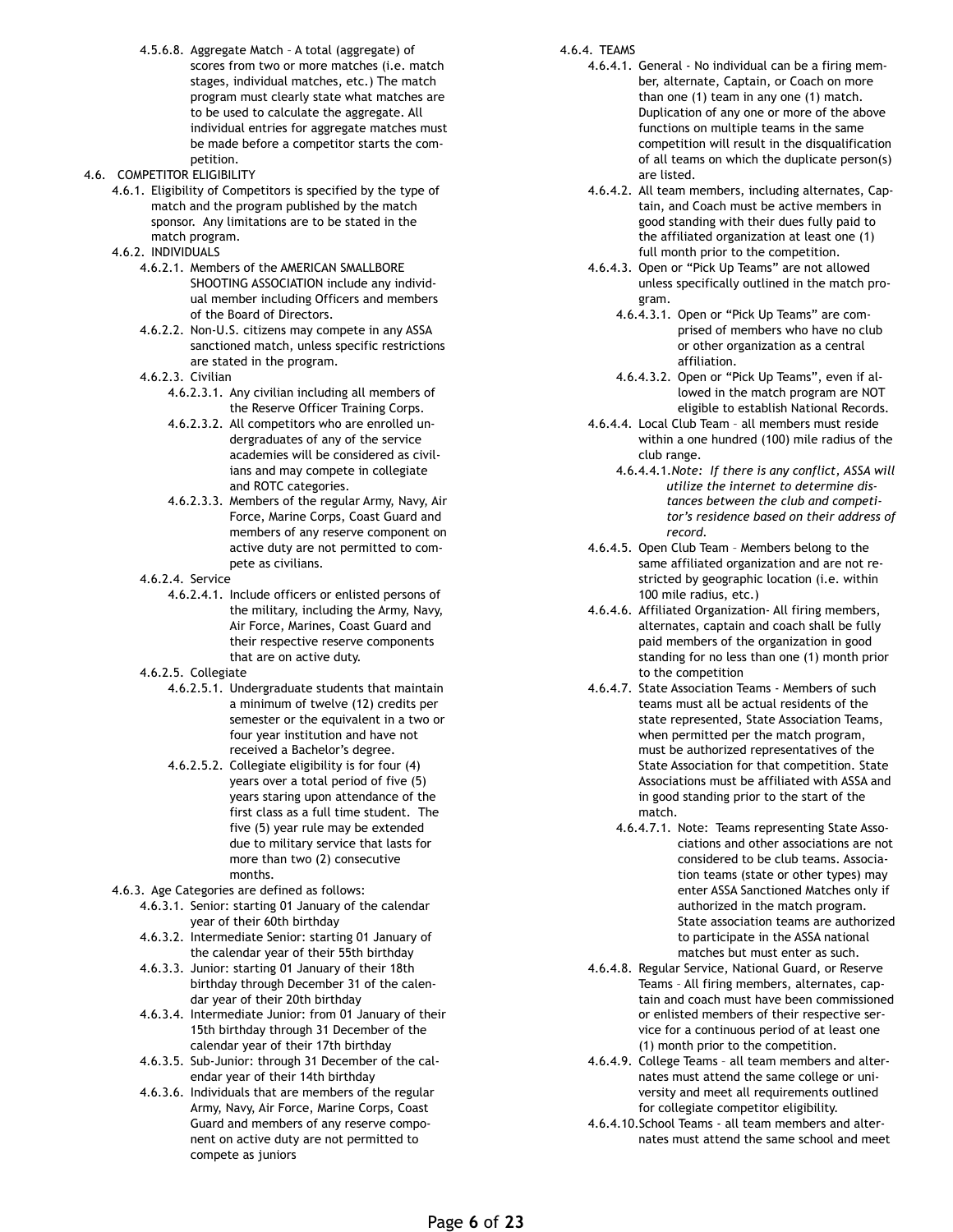4.5.6.8. Aggregate Match – A total (aggregate) of scores from two or more matches (i.e. match stages, individual matches, etc.) The match program must clearly state what matches are to be used to calculate the aggregate. All individual entries for aggregate matches must be made before a competitor starts the competition.

4.6. COMPETITOR ELIGIBILITY

4.6.1. Eligibility of Competitors is specified by the type of match and the program published by the match sponsor. Any limitations are to be stated in the match program.

4.6.2. INDIVIDUALS

4.6.2.1. Members of the AMERICAN SMALLBORE SHOOTING ASSOCIATION include any individual member including Officers and members of the Board of Directors.

4.6.2.2. Non-U.S. citizens may compete in any ASSA sanctioned match, unless specific restrictions are stated in the program.

4.6.2.3. Civilian

4.6.2.3.1. Any civilian including all members of the Reserve Officer Training Corps.

4.6.2.3.2. All competitors who are enrolled undergraduates of any of the service academies will be considered as civilians and may compete in collegiate and ROTC categories.

4.6.2.3.3. Members of the regular Army, Navy, Air Force, Marine Corps, Coast Guard and members of any reserve component on active duty are not permitted to compete as civilians.

4.6.2.4. Service

4.6.2.4.1. Include officers or enlisted persons of the military, including the Army, Navy, Air Force, Marines, Coast Guard and their respective reserve components that are on active duty.

4.6.2.5. Collegiate

4.6.2.5.1. Undergraduate students that maintain a minimum of twelve (12) credits per semester or the equivalent in a two or four year institution and have not received a Bachelor's degree.

4.6.2.5.2. Collegiate eligibility is for four (4) years over a total period of five (5) years staring upon attendance of the first class as a full time student. The five (5) year rule may be extended due to military service that lasts for more than two (2) consecutive months.

4.6.3. Age Categories are defined as follows:

4.6.3.1. Senior: starting 01 January of the calendar year of their 60th birthday

4.6.3.2. Intermediate Senior: starting 01 January of the calendar year of their 55th birthday

4.6.3.3. Junior: starting 01 January of their 18th birthday through December 31 of the calendar year of their 20th birthday

4.6.3.4. Intermediate Junior: from 01 January of their 15th birthday through 31 December of the calendar year of their 17th birthday

4.6.3.5. Sub-Junior: through 31 December of the calendar year of their 14th birthday

4.6.3.6. Individuals that are members of the regular Army, Navy, Air Force, Marine Corps, Coast Guard and members of any reserve component on active duty are not permitted to compete as juniors

4.6.4. TEAMS

4.6.4.1. General - No individual can be a firing member, alternate, Captain, or Coach on more than one (1) team in any one (1) match. Duplication of any one or more of the above functions on multiple teams in the same competition will result in the disqualification of all teams on which the duplicate person(s) are listed.

4.6.4.2. All team members, including alternates, Captain, and Coach must be active members in good standing with their dues fully paid to the affiliated organization at least one (1) full month prior to the competition.

4.6.4.3. Open or "Pick Up Teams" are not allowed unless specifically outlined in the match program.

4.6.4.3.1. Open or "Pick Up Teams" are comprised of members who have no club or other organization as a central affiliation.

4.6.4.3.2. Open or "Pick Up Teams", even if allowed in the match program are NOT eligible to establish National Records.

4.6.4.4. Local Club Team – all members must reside within a one hundred (100) mile radius of the club range.

4.6.4.4.1. *Note: If there is any conflict, ASSA will utilize the internet to determine distances between the club and competitor's residence based on their address of record.*

4.6.4.5. Open Club Team – Members belong to the same affiliated organization and are not restricted by geographic location (i.e. within 100 mile radius, etc.)

4.6.4.6. Affiliated Organization- All firing members, alternates, captain and coach shall be fully paid members of the organization in good standing for no less than one (1) month prior to the competition

4.6.4.7. State Association Teams - Members of such teams must all be actual residents of the state represented, State Association Teams, when permitted per the match program, must be authorized representatives of the State Association for that competition. State Associations must be affiliated with ASSA and in good standing prior to the start of the match.

4.6.4.7.1. Note: Teams representing State Associations and other associations are not considered to be club teams. Association teams (state or other types) may enter ASSA Sanctioned Matches only if authorized in the match program. State association teams are authorized to participate in the ASSA national matches but must enter as such.

4.6.4.8. Regular Service, National Guard, or Reserve Teams – All firing members, alternates, captain and coach must have been commissioned or enlisted members of their respective service for a continuous period of at least one (1) month prior to the competition.

4.6.4.9. College Teams – all team members and alternates must attend the same college or university and meet all requirements outlined for collegiate competitor eligibility.

4.6.4.10. School Teams - all team members and alternates must attend the same school and meet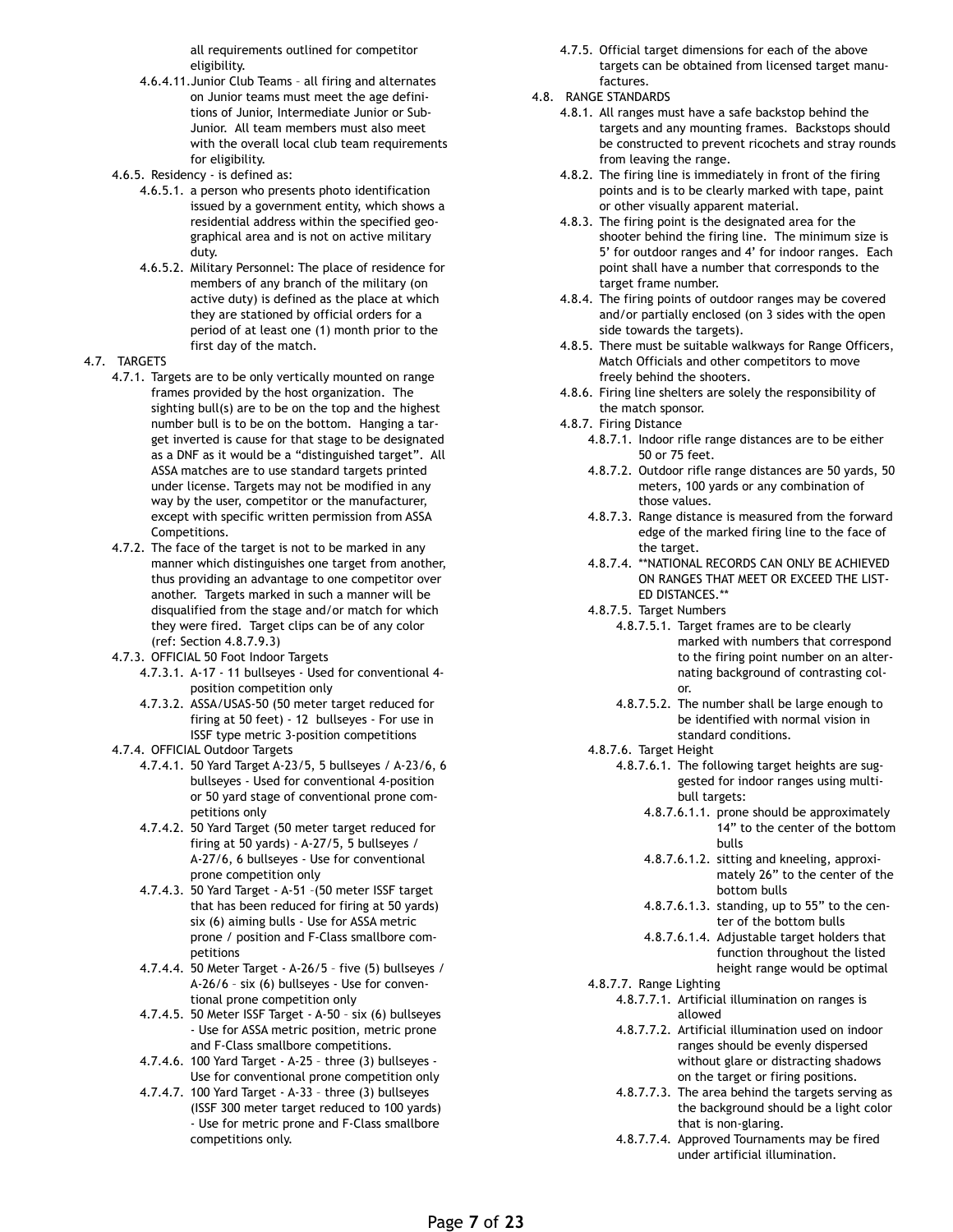all requirements outlined for competitor eligibility.

4.6.4.11. Junior Club Teams – all firing and alternates on Junior teams must meet the age definitions of Junior, Intermediate Junior or Sub-Junior. All team members must also meet with the overall local club team requirements for eligibility.

4.6.5. Residency - is defined as:

4.6.5.1. a person who presents photo identification issued by a government entity, which shows a residential address within the specified geographical area and is not on active military duty.

4.6.5.2. Military Personnel: The place of residence for members of any branch of the military (on active duty) is defined as the place at which they are stationed by official orders for a period of at least one (1) month prior to the first day of the match.

4.7. TARGETS

4.7.1. Targets are to be only vertically mounted on range frames provided by the host organization. The sighting bull(s) are to be on the top and the highest number bull is to be on the bottom. Hanging a target inverted is cause for that stage to be designated as a DNF as it would be a "distinguished target". All ASSA matches are to use standard targets printed under license. Targets may not be modified in any way by the user, competitor or the manufacturer, except with specific written permission from ASSA Competitions.

4.7.2. The face of the target is not to be marked in any manner which distinguishes one target from another, thus providing an advantage to one competitor over another. Targets marked in such a manner will be disqualified from the stage and/or match for which they were fired. Target clips can be of any color (ref: Section 4.8.7.9.3)

4.7.3. OFFICIAL 50 Foot Indoor Targets

4.7.3.1. A-17 - 11 bullseyes - Used for conventional 4-position competition only

4.7.3.2. ASSA/USAS-50 (50 meter target reduced for firing at 50 feet) - 12 bullseyes - For use in ISSF type metric 3-position competitions

4.7.4. OFFICIAL Outdoor Targets

4.7.4.1. 50 Yard Target A-23/5, 5 bullseyes / A-23/6, 6 bullseyes - Used for conventional 4-position or 50 yard stage of conventional prone competitions only

4.7.4.2. 50 Yard Target (50 meter target reduced for firing at 50 yards) - A-27/5, 5 bullseyes / A-27/6, 6 bullseyes - Use for conventional prone competition only

4.7.4.3. 50 Yard Target - A-51 –(50 meter ISSF target that has been reduced for firing at 50 yards) six (6) aiming bulls - Use for ASSA metric prone / position and F-Class smallbore competitions

4.7.4.4. 50 Meter Target - A-26/5 – five (5) bullseyes / A-26/6 – six (6) bullseyes - Use for conventional prone competition only

4.7.4.5. 50 Meter ISSF Target - A-50 – six (6) bullseyes - Use for ASSA metric position, metric prone and F-Class smallbore competitions.

4.7.4.6. 100 Yard Target - A-25 – three (3) bullseyes - Use for conventional prone competition only

4.7.4.7. 100 Yard Target - A-33 – three (3) bullseyes (ISSF 300 meter target reduced to 100 yards) - Use for metric prone and F-Class smallbore competitions only.

4.7.5. Official target dimensions for each of the above targets can be obtained from licensed target manufactures.

4.8. RANGE STANDARDS

4.8.1. All ranges must have a safe backstop behind the targets and any mounting frames. Backstops should be constructed to prevent ricochets and stray rounds from leaving the range.

4.8.2. The firing line is immediately in front of the firing points and is to be clearly marked with tape, paint or other visually apparent material.

4.8.3. The firing point is the designated area for the shooter behind the firing line. The minimum size is 5' for outdoor ranges and 4' for indoor ranges. Each point shall have a number that corresponds to the target frame number.

4.8.4. The firing points of outdoor ranges may be covered and/or partially enclosed (on 3 sides with the open side towards the targets).

4.8.5. There must be suitable walkways for Range Officers, Match Officials and other competitors to move freely behind the shooters.

4.8.6. Firing line shelters are solely the responsibility of the match sponsor.

4.8.7. Firing Distance

4.8.7.1. Indoor rifle range distances are to be either 50 or 75 feet.

4.8.7.2. Outdoor rifle range distances are 50 yards, 50 meters, 100 yards or any combination of those values.

4.8.7.3. Range distance is measured from the forward edge of the marked firing line to the face of the target.

4.8.7.4. **NATIONAL RECORDS CAN ONLY BE ACHIEVED ON RANGES THAT MEET OR EXCEED THE LISTED DISTANCES.**

4.8.7.5. Target Numbers

4.8.7.5.1. Target frames are to be clearly marked with numbers that correspond to the firing point number on an alternating background of contrasting color.

4.8.7.5.2. The number shall be large enough to be identified with normal vision in standard conditions.

4.8.7.6. Target Height

4.8.7.6.1. The following target heights are suggested for indoor ranges using multi-bull targets:

4.8.7.6.1.1. prone should be approximately 14" to the center of the bottom bulls

4.8.7.6.1.2. sitting and kneeling, approximately 26" to the center of the bottom bulls

4.8.7.6.1.3. standing, up to 55" to the center of the bottom bulls

4.8.7.6.1.4. Adjustable target holders that function throughout the listed height range would be optimal

4.8.7.7. Range Lighting

4.8.7.7.1. Artificial illumination on ranges is allowed

4.8.7.7.2. Artificial illumination used on indoor ranges should be evenly dispersed without glare or distracting shadows on the target or firing positions.

4.8.7.7.3. The area behind the targets serving as the background should be a light color that is non-glaring.

4.8.7.7.4. Approved Tournaments may be fired under artificial illumination.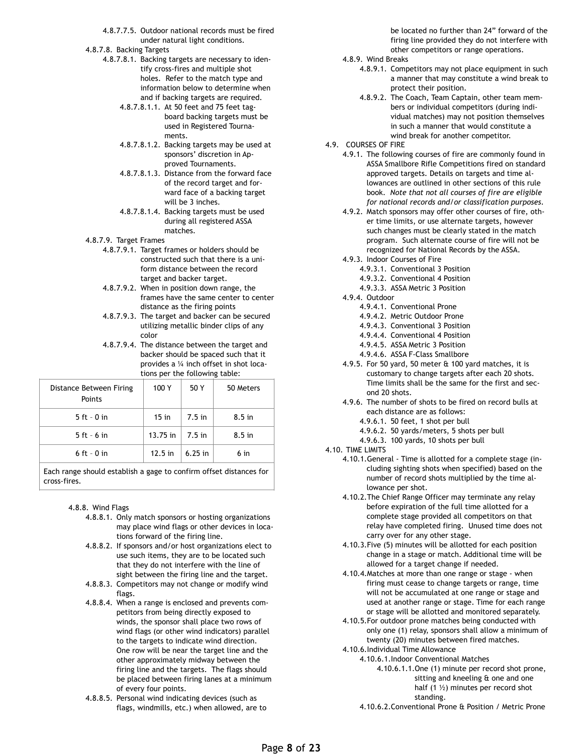4.8.7.7.5. Outdoor national records must be fired under natural light conditions.

4.8.7.8. Backing Targets

4.8.7.8.1. Backing targets are necessary to identify cross-fires and multiple shot holes. Refer to the match type and information below to determine when and if backing targets are required.

4.8.7.8.1.1. At 50 feet and 75 feet tagboard backing targets must be used in Registered Tournaments.

4.8.7.8.1.2. Backing targets may be used at sponsors' discretion in Approved Tournaments.

4.8.7.8.1.3. Distance from the forward face of the record target and forward face of a backing target will be 3 inches.

4.8.7.8.1.4. Backing targets must be used during all registered ASSA matches.

4.8.7.9. Target Frames

4.8.7.9.1. Target frames or holders should be constructed such that there is a uniform distance between the record target and backer target.

4.8.7.9.2. When in position down range, the frames have the same center to center distance as the firing points

4.8.7.9.3. The target and backer can be secured utilizing metallic binder clips of any color

4.8.7.9.4. The distance between the target and backer should be spaced such that it provides a ¼ inch offset in shot locations per the following table:

| Distance Between Firing Points | 100 Y | 50 Y | 50 Meters |
|---|---|---|---|
| 5 ft – 0 in | 15 in | 7.5 in | 8.5 in |
| 5 ft – 6 in | 13.75 in | 7.5 in | 8.5 in |
| 6 ft – 0 in | 12.5 in | 6.25 in | 6 in |
| Each range should establish a gage to confirm offset distances for cross-fires. | | | |

4.8.8. Wind Flags

4.8.8.1. Only match sponsors or hosting organizations may place wind flags or other devices in locations forward of the firing line.

4.8.8.2. If sponsors and/or host organizations elect to use such items, they are to be located such that they do not interfere with the line of sight between the firing line and the target.

4.8.8.3. Competitors may not change or modify wind flags.

4.8.8.4. When a range is enclosed and prevents competitors from being directly exposed to winds, the sponsor shall place two rows of wind flags (or other wind indicators) parallel to the targets to indicate wind direction. One row will be near the target line and the other approximately midway between the firing line and the targets. The flags should be placed between firing lanes at a minimum of every four points.

4.8.8.5. Personal wind indicating devices (such as flags, windmills, etc.) when allowed, are to be located no further than 24" forward of the firing line provided they do not interfere with other competitors or range operations.

4.8.9. Wind Breaks

4.8.9.1. Competitors may not place equipment in such a manner that may constitute a wind break to protect their position.

4.8.9.2. The Coach, Team Captain, other team members or individual competitors (during individual matches) may not position themselves in such a manner that would constitute a wind break for another competitor.

## 4.9. COURSES OF FIRE

4.9.1. The following courses of fire are commonly found in ASSA Smallbore Rifle Competitions fired on standard approved targets. Details on targets and time allowances are outlined in other sections of this rule book. *Note that not all courses of fire are eligible for national records and/or classification purposes.*

4.9.2. Match sponsors may offer other courses of fire, other time limits, or use alternate targets, however such changes must be clearly stated in the match program. Such alternate course of fire will not be recognized for National Records by the ASSA.

4.9.3. Indoor Courses of Fire

4.9.3.1. Conventional 3 Position

4.9.3.2. Conventional 4 Position

4.9.3.3. ASSA Metric 3 Position

4.9.4. Outdoor

4.9.4.1. Conventional Prone

4.9.4.2. Metric Outdoor Prone

4.9.4.3. Conventional 3 Position

4.9.4.4. Conventional 4 Position

4.9.4.5. ASSA Metric 3 Position

4.9.4.6. ASSA F-Class Smallbore

4.9.5. For 50 yard, 50 meter & 100 yard matches, it is customary to change targets after each 20 shots. Time limits shall be the same for the first and second 20 shots.

4.9.6. The number of shots to be fired on record bulls at each distance are as follows:

4.9.6.1. 50 feet, 1 shot per bull

4.9.6.2. 50 yards/meters, 5 shots per bull

4.9.6.3. 100 yards, 10 shots per bull

## 4.10. TIME LIMITS

4.10.1. General - Time is allotted for a complete stage (including sighting shots when specified) based on the number of record shots multiplied by the time allowance per shot.

4.10.2. The Chief Range Officer may terminate any relay before expiration of the full time allotted for a complete stage provided all competitors on that relay have completed firing. Unused time does not carry over for any other stage.

4.10.3. Five (5) minutes will be allotted for each position change in a stage or match. Additional time will be allowed for a target change if needed.

4.10.4. Matches at more than one range or stage - when firing must cease to change targets or range, time will not be accumulated at one range or stage and used at another range or stage. Time for each range or stage will be allotted and monitored separately.

4.10.5. For outdoor prone matches being conducted with only one (1) relay, sponsors shall allow a minimum of twenty (20) minutes between fired matches.

4.10.6. Individual Time Allowance

4.10.6.1. Indoor Conventional Matches

4.10.6.1.1. One (1) minute per record shot prone, sitting & kneeling & one and one half (1 ½) minutes per record shot standing.

4.10.6.2. Conventional Prone & Position / Metric Prone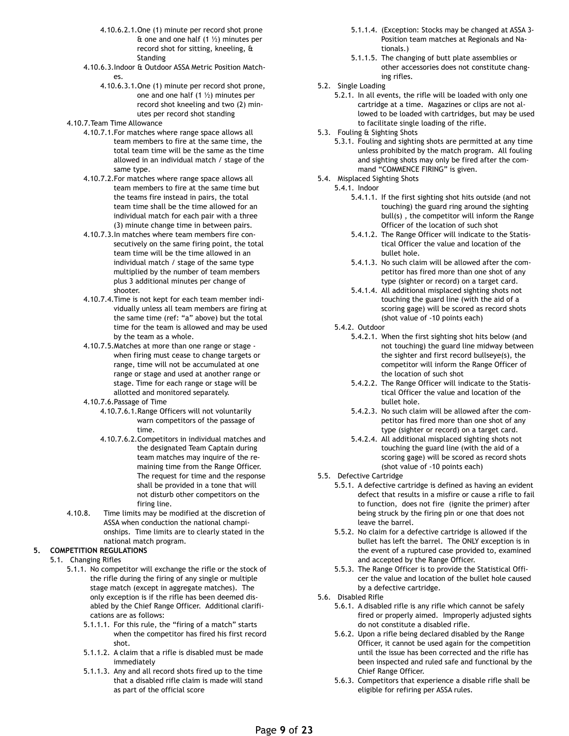- 4.10.6.2.1. One (1) minute per record shot prone & one and one half (1 ½) minutes per record shot for sitting, kneeling, & Standing
- 4.10.6.3. Indoor & Outdoor ASSA Metric Position Matches.
  - 4.10.6.3.1. One (1) minute per record shot prone, one and one half (1 ½) minutes per record shot kneeling and two (2) minutes per record shot standing
- 4.10.7. Team Time Allowance
  - 4.10.7.1. For matches where range space allows all team members to fire at the same time, the total team time will be the same as the time allowed in an individual match / stage of the same type.
  - 4.10.7.2. For matches where range space allows all team members to fire at the same time but the teams fire instead in pairs, the total team time shall be the time allowed for an individual match for each pair with a three (3) minute change time in between pairs.
  - 4.10.7.3. In matches where team members fire consecutively on the same firing point, the total team time will be the time allowed in an individual match / stage of the same type multiplied by the number of team members plus 3 additional minutes per change of shooter.
  - 4.10.7.4. Time is not kept for each team member individually unless all team members are firing at the same time (ref: "a" above) but the total time for the team is allowed and may be used by the team as a whole.
  - 4.10.7.5. Matches at more than one range or stage - when firing must cease to change targets or range, time will not be accumulated at one range or stage and used at another range or stage. Time for each range or stage will be allotted and monitored separately.
  - 4.10.7.6. Passage of Time
    - 4.10.7.6.1. Range Officers will not voluntarily warn competitors of the passage of time.
    - 4.10.7.6.2. Competitors in individual matches and the designated Team Captain during team matches may inquire of the remaining time from the Range Officer. The request for time and the response shall be provided in a tone that will not disturb other competitors on the firing line.
- 4.10.8. Time limits may be modified at the discretion of ASSA when conduction the national championships. Time limits are to clearly stated in the national match program.

## 5. COMPETITION REGULATIONS

- 5.1. Changing Rifles
  - 5.1.1. No competitor will exchange the rifle or the stock of the rifle during the firing of any single or multiple stage match (except in aggregate matches). The only exception is if the rifle has been deemed disabled by the Chief Range Officer. Additional clarifications are as follows:
    - 5.1.1.1. For this rule, the "firing of a match" starts when the competitor has fired his first record shot.
    - 5.1.1.2. A claim that a rifle is disabled must be made immediately
    - 5.1.1.3. Any and all record shots fired up to the time that a disabled rifle claim is made will stand as part of the official score
    - 5.1.1.4. (Exception: Stocks may be changed at ASSA 3-Position team matches at Regionals and Nationals.)
    - 5.1.1.5. The changing of butt plate assemblies or other accessories does not constitute changing rifles.
- 5.2. Single Loading
  - 5.2.1. In all events, the rifle will be loaded with only one cartridge at a time. Magazines or clips are not allowed to be loaded with cartridges, but may be used to facilitate single loading of the rifle.
- 5.3. Fouling & Sighting Shots
  - 5.3.1. Fouling and sighting shots are permitted at any time unless prohibited by the match program. All fouling and sighting shots may only be fired after the command "COMMENCE FIRING" is given.
- 5.4. Misplaced Sighting Shots
  - 5.4.1. Indoor
    - 5.4.1.1. If the first sighting shot hits outside (and not touching) the guard ring around the sighting bull(s) , the competitor will inform the Range Officer of the location of such shot
    - 5.4.1.2. The Range Officer will indicate to the Statistical Officer the value and location of the bullet hole.
    - 5.4.1.3. No such claim will be allowed after the competitor has fired more than one shot of any type (sighter or record) on a target card.
    - 5.4.1.4. All additional misplaced sighting shots not touching the guard line (with the aid of a scoring gage) will be scored as record shots (shot value of -10 points each)
  - 5.4.2. Outdoor
    - 5.4.2.1. When the first sighting shot hits below (and not touching) the guard line midway between the sighter and first record bullseye(s), the competitor will inform the Range Officer of the location of such shot
    - 5.4.2.2. The Range Officer will indicate to the Statistical Officer the value and location of the bullet hole.
    - 5.4.2.3. No such claim will be allowed after the competitor has fired more than one shot of any type (sighter or record) on a target card.
    - 5.4.2.4. All additional misplaced sighting shots not touching the guard line (with the aid of a scoring gage) will be scored as record shots (shot value of -10 points each)
- 5.5. Defective Cartridge
  - 5.5.1. A defective cartridge is defined as having an evident defect that results in a misfire or cause a rifle to fail to function, does not fire (ignite the primer) after being struck by the firing pin or one that does not leave the barrel.
  - 5.5.2. No claim for a defective cartridge is allowed if the bullet has left the barrel. The ONLY exception is in the event of a ruptured case provided to, examined and accepted by the Range Officer.
  - 5.5.3. The Range Officer is to provide the Statistical Officer the value and location of the bullet hole caused by a defective cartridge.
- 5.6. Disabled Rifle
  - 5.6.1. A disabled rifle is any rifle which cannot be safely fired or properly aimed. Improperly adjusted sights do not constitute a disabled rifle.
  - 5.6.2. Upon a rifle being declared disabled by the Range Officer, it cannot be used again for the competition until the issue has been corrected and the rifle has been inspected and ruled safe and functional by the Chief Range Officer.
  - 5.6.3. Competitors that experience a disable rifle shall be eligible for refiring per ASSA rules.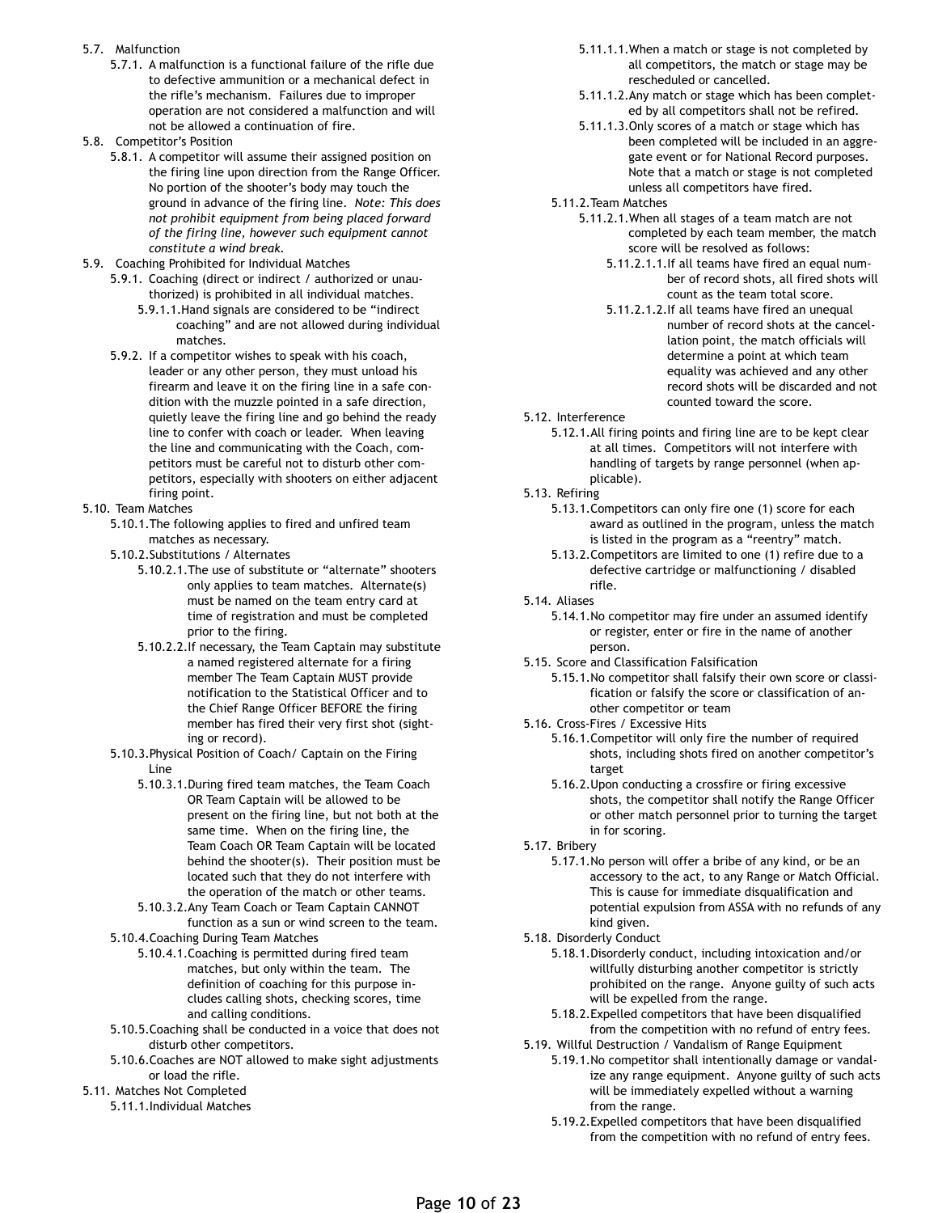- 5.7. Malfunction
  - 5.7.1. A malfunction is a functional failure of the rifle due to defective ammunition or a mechanical defect in the rifle's mechanism. Failures due to improper operation are not considered a malfunction and will not be allowed a continuation of fire.
- 5.8. Competitor's Position
  - 5.8.1. A competitor will assume their assigned position on the firing line upon direction from the Range Officer. No portion of the shooter's body may touch the ground in advance of the firing line. *Note: This does not prohibit equipment from being placed forward of the firing line, however such equipment cannot constitute a wind break.*
- 5.9. Coaching Prohibited for Individual Matches
  - 5.9.1. Coaching (direct or indirect / authorized or unauthorized) is prohibited in all individual matches.
    - 5.9.1.1. Hand signals are considered to be "indirect coaching" and are not allowed during individual matches.
  - 5.9.2. If a competitor wishes to speak with his coach, leader or any other person, they must unload his firearm and leave it on the firing line in a safe condition with the muzzle pointed in a safe direction, quietly leave the firing line and go behind the ready line to confer with coach or leader. When leaving the line and communicating with the Coach, competitors must be careful not to disturb other competitors, especially with shooters on either adjacent firing point.
- 5.10. Team Matches
  - 5.10.1. The following applies to fired and unfired team matches as necessary.
  - 5.10.2. Substitutions / Alternates
    - 5.10.2.1. The use of substitute or "alternate" shooters only applies to team matches. Alternate(s) must be named on the team entry card at time of registration and must be completed prior to the firing.
    - 5.10.2.2. If necessary, the Team Captain may substitute a named registered alternate for a firing member The Team Captain MUST provide notification to the Statistical Officer and to the Chief Range Officer BEFORE the firing member has fired their very first shot (sighting or record).
  - 5.10.3. Physical Position of Coach/ Captain on the Firing Line
    - 5.10.3.1. During fired team matches, the Team Coach OR Team Captain will be allowed to be present on the firing line, but not both at the same time. When on the firing line, the Team Coach OR Team Captain will be located behind the shooter(s). Their position must be located such that they do not interfere with the operation of the match or other teams.
    - 5.10.3.2. Any Team Coach or Team Captain CANNOT function as a sun or wind screen to the team.
  - 5.10.4. Coaching During Team Matches
    - 5.10.4.1. Coaching is permitted during fired team matches, but only within the team. The definition of coaching for this purpose includes calling shots, checking scores, time and calling conditions.
  - 5.10.5. Coaching shall be conducted in a voice that does not disturb other competitors.
  - 5.10.6. Coaches are NOT allowed to make sight adjustments or load the rifle.
- 5.11. Matches Not Completed
  - 5.11.1. Individual Matches
    - 5.11.1.1. When a match or stage is not completed by all competitors, the match or stage may be rescheduled or cancelled.
    - 5.11.1.2. Any match or stage which has been completed by all competitors shall not be refired.
    - 5.11.1.3. Only scores of a match or stage which has been completed will be included in an aggregate event or for National Record purposes. Note that a match or stage is not completed unless all competitors have fired.
  - 5.11.2. Team Matches
    - 5.11.2.1. When all stages of a team match are not completed by each team member, the match score will be resolved as follows:
      - 5.11.2.1.1. If all teams have fired an equal number of record shots, all fired shots will count as the team total score.
      - 5.11.2.1.2. If all teams have fired an unequal number of record shots at the cancellation point, the match officials will determine a point at which team equality was achieved and any other record shots will be discarded and not counted toward the score.
- 5.12. Interference
  - 5.12.1. All firing points and firing line are to be kept clear at all times. Competitors will not interfere with handling of targets by range personnel (when applicable).
- 5.13. Refiring
  - 5.13.1. Competitors can only fire one (1) score for each award as outlined in the program, unless the match is listed in the program as a "reentry" match.
  - 5.13.2. Competitors are limited to one (1) refire due to a defective cartridge or malfunctioning / disabled rifle.
- 5.14. Aliases
  - 5.14.1. No competitor may fire under an assumed identify or register, enter or fire in the name of another person.
- 5.15. Score and Classification Falsification
  - 5.15.1. No competitor shall falsify their own score or classification or falsify the score or classification of another competitor or team
- 5.16. Cross-Fires / Excessive Hits
  - 5.16.1. Competitor will only fire the number of required shots, including shots fired on another competitor's target
  - 5.16.2. Upon conducting a crossfire or firing excessive shots, the competitor shall notify the Range Officer or other match personnel prior to turning the target in for scoring.
- 5.17. Bribery
  - 5.17.1. No person will offer a bribe of any kind, or be an accessory to the act, to any Range or Match Official. This is cause for immediate disqualification and potential expulsion from ASSA with no refunds of any kind given.
- 5.18. Disorderly Conduct
  - 5.18.1. Disorderly conduct, including intoxication and/or willfully disturbing another competitor is strictly prohibited on the range. Anyone guilty of such acts will be expelled from the range.
  - 5.18.2. Expelled competitors that have been disqualified from the competition with no refund of entry fees.
- 5.19. Willful Destruction / Vandalism of Range Equipment
  - 5.19.1. No competitor shall intentionally damage or vandalize any range equipment. Anyone guilty of such acts will be immediately expelled without a warning from the range.
  - 5.19.2. Expelled competitors that have been disqualified from the competition with no refund of entry fees.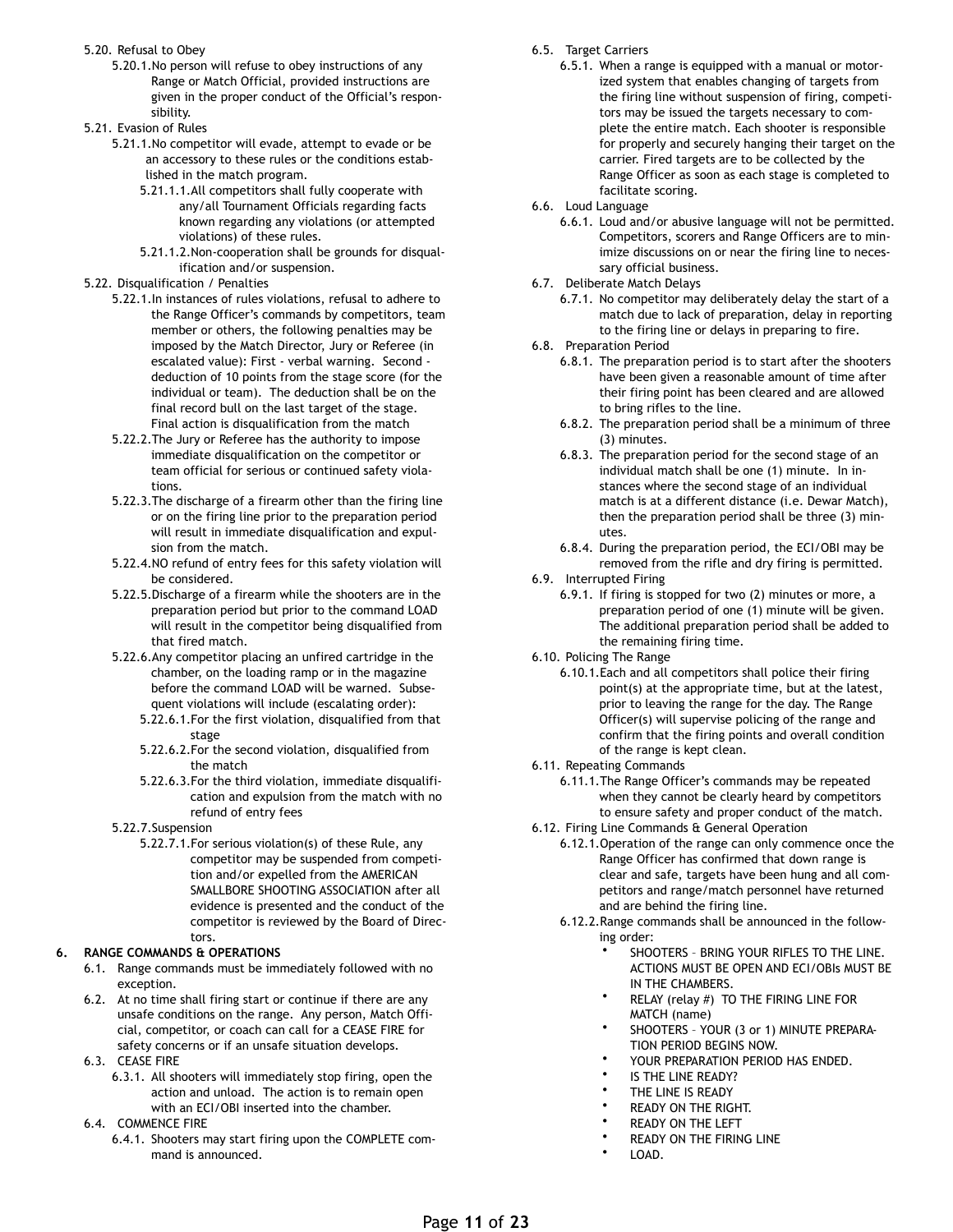- 5.20. Refusal to Obey
  - 5.20.1. No person will refuse to obey instructions of any Range or Match Official, provided instructions are given in the proper conduct of the Official's responsibility.
- 5.21. Evasion of Rules
  - 5.21.1. No competitor will evade, attempt to evade or be an accessory to these rules or the conditions established in the match program.
    - 5.21.1.1. All competitors shall fully cooperate with any/all Tournament Officials regarding facts known regarding any violations (or attempted violations) of these rules.
    - 5.21.1.2. Non-cooperation shall be grounds for disqualification and/or suspension.
- 5.22. Disqualification / Penalties
  - 5.22.1. In instances of rules violations, refusal to adhere to the Range Officer's commands by competitors, team member or others, the following penalties may be imposed by the Match Director, Jury or Referee (in escalated value): First - verbal warning. Second - deduction of 10 points from the stage score (for the individual or team). The deduction shall be on the final record bull on the last target of the stage. Final action is disqualification from the match
  - 5.22.2. The Jury or Referee has the authority to impose immediate disqualification on the competitor or team official for serious or continued safety violations.
  - 5.22.3. The discharge of a firearm other than the firing line or on the firing line prior to the preparation period will result in immediate disqualification and expulsion from the match.
  - 5.22.4. NO refund of entry fees for this safety violation will be considered.
  - 5.22.5. Discharge of a firearm while the shooters are in the preparation period but prior to the command LOAD will result in the competitor being disqualified from that fired match.
  - 5.22.6. Any competitor placing an unfired cartridge in the chamber, on the loading ramp or in the magazine before the command LOAD will be warned. Subsequent violations will include (escalating order):
    - 5.22.6.1. For the first violation, disqualified from that stage
    - 5.22.6.2. For the second violation, disqualified from the match
    - 5.22.6.3. For the third violation, immediate disqualification and expulsion from the match with no refund of entry fees
  - 5.22.7. Suspension
    - 5.22.7.1. For serious violation(s) of these Rule, any competitor may be suspended from competition and/or expelled from the AMERICAN SMALLBORE SHOOTING ASSOCIATION after all evidence is presented and the conduct of the competitor is reviewed by the Board of Directors.

## 6. RANGE COMMANDS & OPERATIONS

- 6.1. Range commands must be immediately followed with no exception.
- 6.2. At no time shall firing start or continue if there are any unsafe conditions on the range. Any person, Match Official, competitor, or coach can call for a CEASE FIRE for safety concerns or if an unsafe situation develops.
- 6.3. CEASE FIRE
  - 6.3.1. All shooters will immediately stop firing, open the action and unload. The action is to remain open with an ECI/OBI inserted into the chamber.
- 6.4. COMMENCE FIRE
  - 6.4.1. Shooters may start firing upon the COMPLETE command is announced.
- 6.5. Target Carriers
  - 6.5.1. When a range is equipped with a manual or motorized system that enables changing of targets from the firing line without suspension of firing, competitors may be issued the targets necessary to complete the entire match. Each shooter is responsible for properly and securely hanging their target on the carrier. Fired targets are to be collected by the Range Officer as soon as each stage is completed to facilitate scoring.
- 6.6. Loud Language
  - 6.6.1. Loud and/or abusive language will not be permitted. Competitors, scorers and Range Officers are to minimize discussions on or near the firing line to necessary official business.
- 6.7. Deliberate Match Delays
  - 6.7.1. No competitor may deliberately delay the start of a match due to lack of preparation, delay in reporting to the firing line or delays in preparing to fire.
- 6.8. Preparation Period
  - 6.8.1. The preparation period is to start after the shooters have been given a reasonable amount of time after their firing point has been cleared and are allowed to bring rifles to the line.
  - 6.8.2. The preparation period shall be a minimum of three (3) minutes.
  - 6.8.3. The preparation period for the second stage of an individual match shall be one (1) minute. In instances where the second stage of an individual match is at a different distance (i.e. Dewar Match), then the preparation period shall be three (3) minutes.
  - 6.8.4. During the preparation period, the ECI/OBI may be removed from the rifle and dry firing is permitted.
- 6.9. Interrupted Firing
  - 6.9.1. If firing is stopped for two (2) minutes or more, a preparation period of one (1) minute will be given. The additional preparation period shall be added to the remaining firing time.
- 6.10. Policing The Range
  - 6.10.1. Each and all competitors shall police their firing point(s) at the appropriate time, but at the latest, prior to leaving the range for the day. The Range Officer(s) will supervise policing of the range and confirm that the firing points and overall condition of the range is kept clean.
- 6.11. Repeating Commands
  - 6.11.1. The Range Officer's commands may be repeated when they cannot be clearly heard by competitors to ensure safety and proper conduct of the match.
- 6.12. Firing Line Commands & General Operation
  - 6.12.1. Operation of the range can only commence once the Range Officer has confirmed that down range is clear and safe, targets have been hung and all competitors and range/match personnel have returned and are behind the firing line.
  - 6.12.2. Range commands shall be announced in the following order:
    - SHOOTERS – BRING YOUR RIFLES TO THE LINE. ACTIONS MUST BE OPEN AND ECI/OBIs MUST BE IN THE CHAMBERS.
    - RELAY (relay #) TO THE FIRING LINE FOR MATCH (name)
    - SHOOTERS – YOUR (3 or 1) MINUTE PREPARATION PERIOD BEGINS NOW.
    - YOUR PREPARATION PERIOD HAS ENDED.
    - IS THE LINE READY?
    - THE LINE IS READY
    - READY ON THE RIGHT.
    - READY ON THE LEFT
    - READY ON THE FIRING LINE
    - LOAD.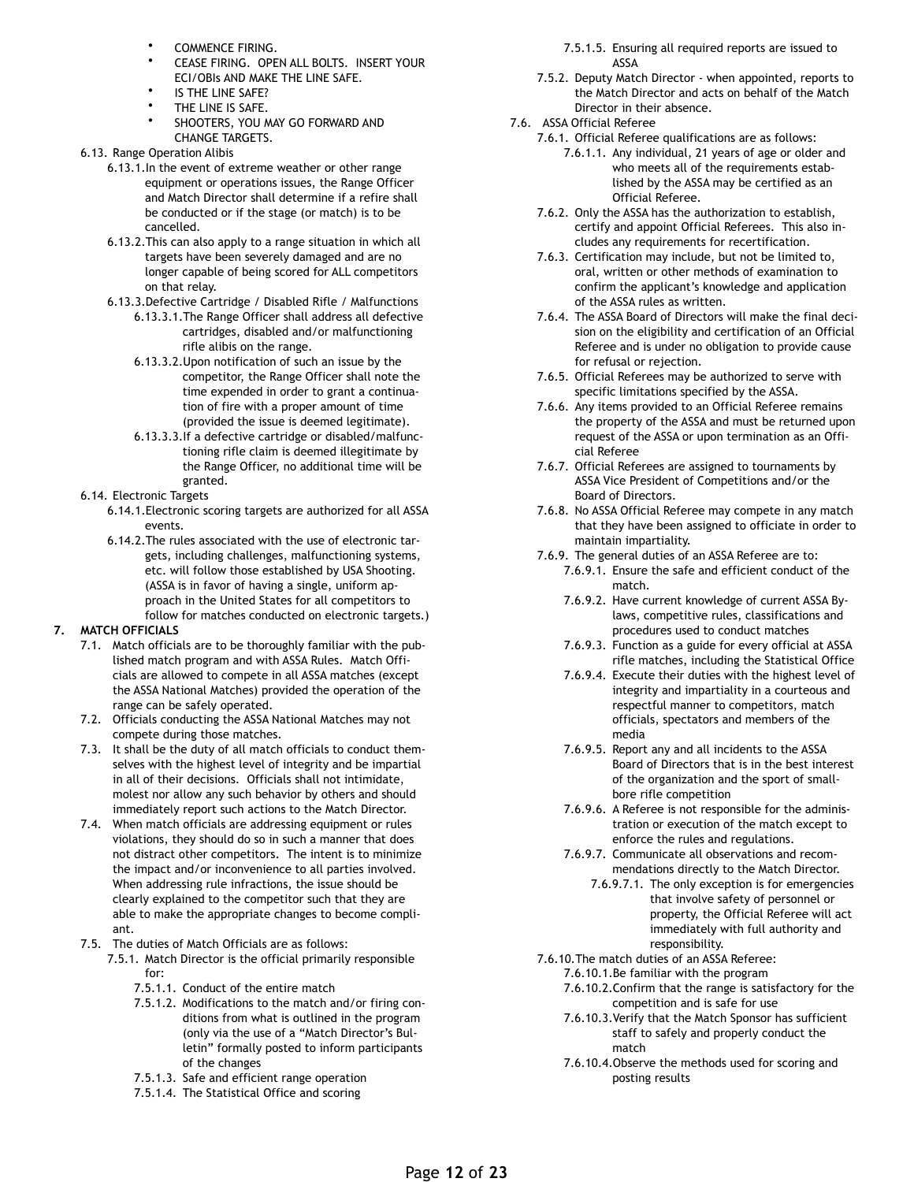- COMMENCE FIRING.
- CEASE FIRING. OPEN ALL BOLTS. INSERT YOUR ECI/OBIs AND MAKE THE LINE SAFE.
- IS THE LINE SAFE?
- THE LINE IS SAFE.
- SHOOTERS, YOU MAY GO FORWARD AND CHANGE TARGETS.

6.13. Range Operation Alibis

6.13.1. In the event of extreme weather or other range equipment or operations issues, the Range Officer and Match Director shall determine if a refire shall be conducted or if the stage (or match) is to be cancelled.

6.13.2. This can also apply to a range situation in which all targets have been severely damaged and are no longer capable of being scored for ALL competitors on that relay.

6.13.3. Defective Cartridge / Disabled Rifle / Malfunctions

6.13.3.1. The Range Officer shall address all defective cartridges, disabled and/or malfunctioning rifle alibis on the range.

6.13.3.2. Upon notification of such an issue by the competitor, the Range Officer shall note the time expended in order to grant a continuation of fire with a proper amount of time (provided the issue is deemed legitimate).

6.13.3.3. If a defective cartridge or disabled/malfunctioning rifle claim is deemed illegitimate by the Range Officer, no additional time will be granted.

6.14. Electronic Targets

6.14.1. Electronic scoring targets are authorized for all ASSA events.

6.14.2. The rules associated with the use of electronic targets, including challenges, malfunctioning systems, etc. will follow those established by USA Shooting. (ASSA is in favor of having a single, uniform approach in the United States for all competitors to follow for matches conducted on electronic targets.)

## 7. MATCH OFFICIALS

7.1. Match officials are to be thoroughly familiar with the published match program and with ASSA Rules. Match Officials are allowed to compete in all ASSA matches (except the ASSA National Matches) provided the operation of the range can be safely operated.

7.2. Officials conducting the ASSA National Matches may not compete during those matches.

7.3. It shall be the duty of all match officials to conduct themselves with the highest level of integrity and be impartial in all of their decisions. Officials shall not intimidate, molest nor allow any such behavior by others and should immediately report such actions to the Match Director.

7.4. When match officials are addressing equipment or rules violations, they should do so in such a manner that does not distract other competitors. The intent is to minimize the impact and/or inconvenience to all parties involved. When addressing rule infractions, the issue should be clearly explained to the competitor such that they are able to make the appropriate changes to become compliant.

7.5. The duties of Match Officials are as follows:

7.5.1. Match Director is the official primarily responsible for:

7.5.1.1. Conduct of the entire match

7.5.1.2. Modifications to the match and/or firing conditions from what is outlined in the program (only via the use of a "Match Director's Bulletin" formally posted to inform participants of the changes

7.5.1.3. Safe and efficient range operation

7.5.1.4. The Statistical Office and scoring

7.5.1.5. Ensuring all required reports are issued to ASSA

7.5.2. Deputy Match Director - when appointed, reports to the Match Director and acts on behalf of the Match Director in their absence.

7.6. ASSA Official Referee

7.6.1. Official Referee qualifications are as follows:

7.6.1.1. Any individual, 21 years of age or older and who meets all of the requirements established by the ASSA may be certified as an Official Referee.

7.6.2. Only the ASSA has the authorization to establish, certify and appoint Official Referees. This also includes any requirements for recertification.

7.6.3. Certification may include, but not be limited to, oral, written or other methods of examination to confirm the applicant's knowledge and application of the ASSA rules as written.

7.6.4. The ASSA Board of Directors will make the final decision on the eligibility and certification of an Official Referee and is under no obligation to provide cause for refusal or rejection.

7.6.5. Official Referees may be authorized to serve with specific limitations specified by the ASSA.

7.6.6. Any items provided to an Official Referee remains the property of the ASSA and must be returned upon request of the ASSA or upon termination as an Official Referee

7.6.7. Official Referees are assigned to tournaments by ASSA Vice President of Competitions and/or the Board of Directors.

7.6.8. No ASSA Official Referee may compete in any match that they have been assigned to officiate in order to maintain impartiality.

7.6.9. The general duties of an ASSA Referee are to:

7.6.9.1. Ensure the safe and efficient conduct of the match.

7.6.9.2. Have current knowledge of current ASSA By-laws, competitive rules, classifications and procedures used to conduct matches

7.6.9.3. Function as a guide for every official at ASSA rifle matches, including the Statistical Office

7.6.9.4. Execute their duties with the highest level of integrity and impartiality in a courteous and respectful manner to competitors, match officials, spectators and members of the media

7.6.9.5. Report any and all incidents to the ASSA Board of Directors that is in the best interest of the organization and the sport of smallbore rifle competition

7.6.9.6. A Referee is not responsible for the administration or execution of the match except to enforce the rules and regulations.

7.6.9.7. Communicate all observations and recommendations directly to the Match Director.

7.6.9.7.1. The only exception is for emergencies that involve safety of personnel or property, the Official Referee will act immediately with full authority and responsibility.

7.6.10. The match duties of an ASSA Referee:

7.6.10.1. Be familiar with the program

7.6.10.2. Confirm that the range is satisfactory for the competition and is safe for use

7.6.10.3. Verify that the Match Sponsor has sufficient staff to safely and properly conduct the match

7.6.10.4. Observe the methods used for scoring and posting results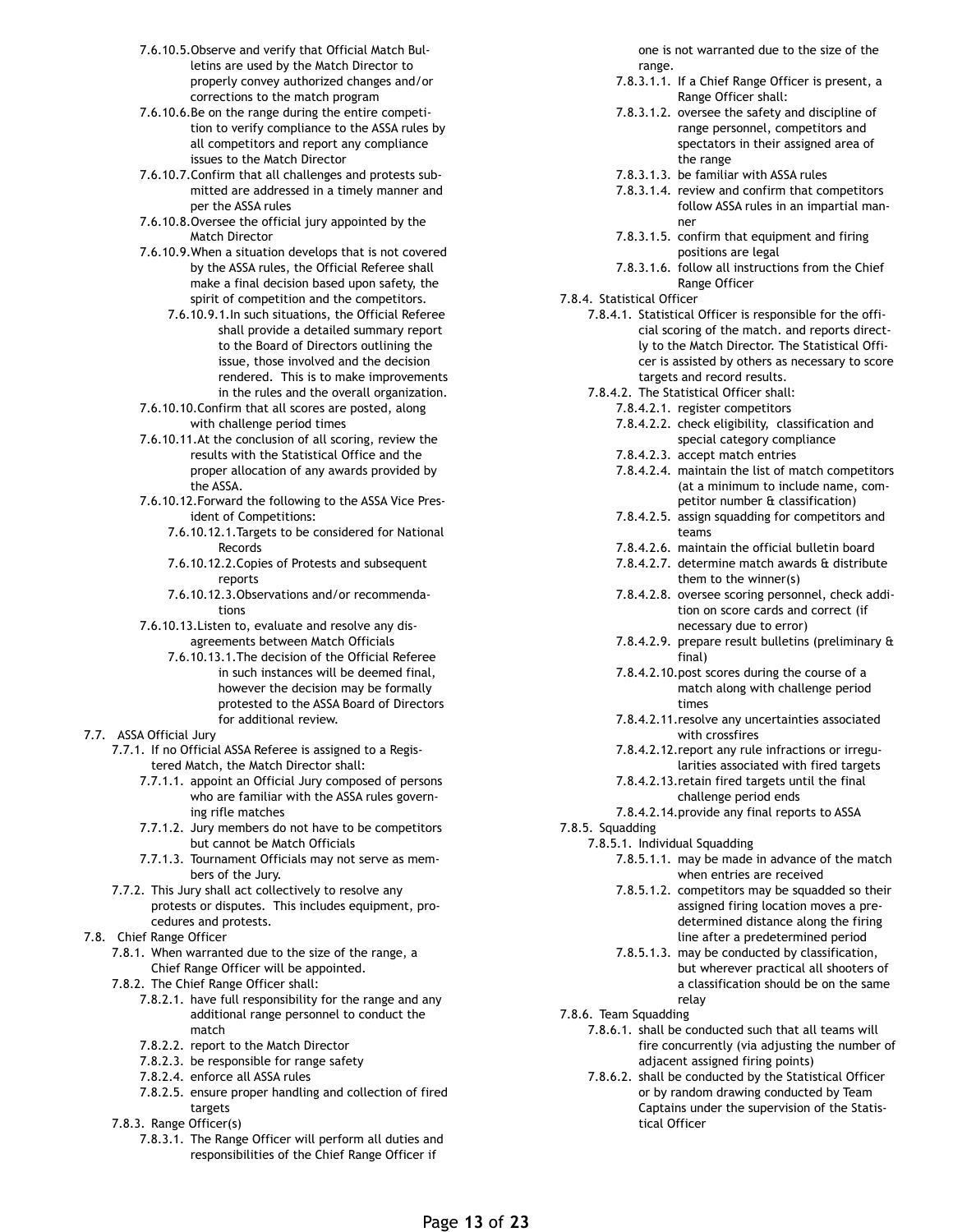- 7.6.10.5. Observe and verify that Official Match Bulletins are used by the Match Director to properly convey authorized changes and/or corrections to the match program
- 7.6.10.6. Be on the range during the entire competition to verify compliance to the ASSA rules by all competitors and report any compliance issues to the Match Director
- 7.6.10.7. Confirm that all challenges and protests submitted are addressed in a timely manner and per the ASSA rules
- 7.6.10.8. Oversee the official jury appointed by the Match Director
- 7.6.10.9. When a situation develops that is not covered by the ASSA rules, the Official Referee shall make a final decision based upon safety, the spirit of competition and the competitors.
  - 7.6.10.9.1. In such situations, the Official Referee shall provide a detailed summary report to the Board of Directors outlining the issue, those involved and the decision rendered. This is to make improvements in the rules and the overall organization.
- 7.6.10.10. Confirm that all scores are posted, along with challenge period times
- 7.6.10.11. At the conclusion of all scoring, review the results with the Statistical Office and the proper allocation of any awards provided by the ASSA.
- 7.6.10.12. Forward the following to the ASSA Vice President of Competitions:
  - 7.6.10.12.1. Targets to be considered for National Records
  - 7.6.10.12.2. Copies of Protests and subsequent reports
  - 7.6.10.12.3. Observations and/or recommendations
- 7.6.10.13. Listen to, evaluate and resolve any disagreements between Match Officials
  - 7.6.10.13.1. The decision of the Official Referee in such instances will be deemed final, however the decision may be formally protested to the ASSA Board of Directors for additional review.

7.7. ASSA Official Jury

- 7.7.1. If no Official ASSA Referee is assigned to a Registered Match, the Match Director shall:
  - 7.7.1.1. appoint an Official Jury composed of persons who are familiar with the ASSA rules governing rifle matches
  - 7.7.1.2. Jury members do not have to be competitors but cannot be Match Officials
  - 7.7.1.3. Tournament Officials may not serve as members of the Jury.
- 7.7.2. This Jury shall act collectively to resolve any protests or disputes. This includes equipment, procedures and protests.

7.8. Chief Range Officer

- 7.8.1. When warranted due to the size of the range, a Chief Range Officer will be appointed.
- 7.8.2. The Chief Range Officer shall:
  - 7.8.2.1. have full responsibility for the range and any additional range personnel to conduct the match
  - 7.8.2.2. report to the Match Director
  - 7.8.2.3. be responsible for range safety
  - 7.8.2.4. enforce all ASSA rules
  - 7.8.2.5. ensure proper handling and collection of fired targets
- 7.8.3. Range Officer(s)
  - 7.8.3.1. The Range Officer will perform all duties and responsibilities of the Chief Range Officer if one is not warranted due to the size of the range.
  - 7.8.3.1.1. If a Chief Range Officer is present, a Range Officer shall:
  - 7.8.3.1.2. oversee the safety and discipline of range personnel, competitors and spectators in their assigned area of the range
  - 7.8.3.1.3. be familiar with ASSA rules
  - 7.8.3.1.4. review and confirm that competitors follow ASSA rules in an impartial manner
  - 7.8.3.1.5. confirm that equipment and firing positions are legal
  - 7.8.3.1.6. follow all instructions from the Chief Range Officer
- 7.8.4. Statistical Officer
  - 7.8.4.1. Statistical Officer is responsible for the official scoring of the match. and reports directly to the Match Director. The Statistical Officer is assisted by others as necessary to score targets and record results.
  - 7.8.4.2. The Statistical Officer shall:
    - 7.8.4.2.1. register competitors
    - 7.8.4.2.2. check eligibility, classification and special category compliance
    - 7.8.4.2.3. accept match entries
    - 7.8.4.2.4. maintain the list of match competitors (at a minimum to include name, competitor number & classification)
    - 7.8.4.2.5. assign squadding for competitors and teams
    - 7.8.4.2.6. maintain the official bulletin board
    - 7.8.4.2.7. determine match awards & distribute them to the winner(s)
    - 7.8.4.2.8. oversee scoring personnel, check addition on score cards and correct (if necessary due to error)
    - 7.8.4.2.9. prepare result bulletins (preliminary & final)
    - 7.8.4.2.10. post scores during the course of a match along with challenge period times
    - 7.8.4.2.11. resolve any uncertainties associated with crossfires
    - 7.8.4.2.12. report any rule infractions or irregularities associated with fired targets
    - 7.8.4.2.13. retain fired targets until the final challenge period ends
    - 7.8.4.2.14. provide any final reports to ASSA
- 7.8.5. Squadding
  - 7.8.5.1. Individual Squadding
    - 7.8.5.1.1. may be made in advance of the match when entries are received
    - 7.8.5.1.2. competitors may be squadded so their assigned firing location moves a predetermined distance along the firing line after a predetermined period
    - 7.8.5.1.3. may be conducted by classification, but wherever practical all shooters of a classification should be on the same relay
- 7.8.6. Team Squadding
  - 7.8.6.1. shall be conducted such that all teams will fire concurrently (via adjusting the number of adjacent assigned firing points)
  - 7.8.6.2. shall be conducted by the Statistical Officer or by random drawing conducted by Team Captains under the supervision of the Statistical Officer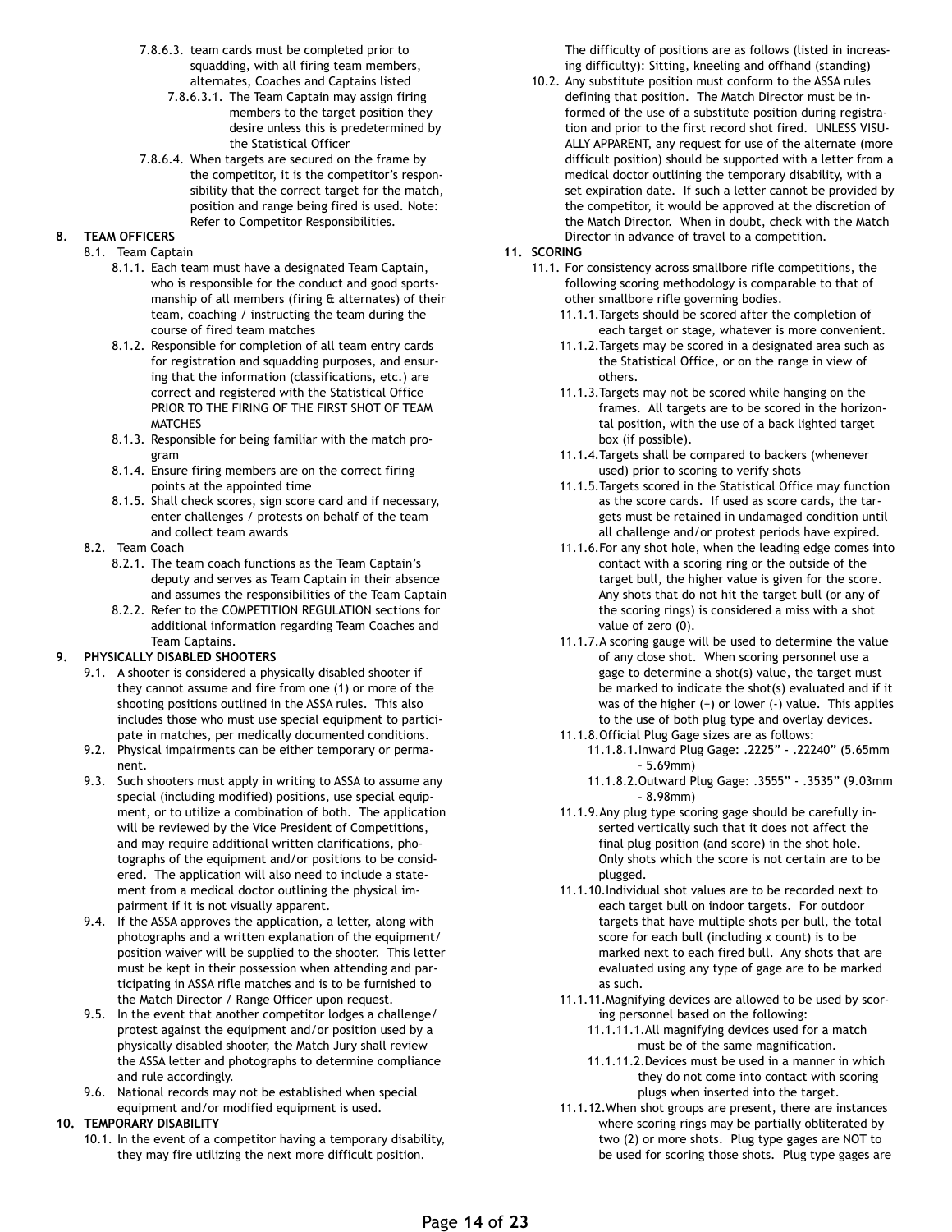- 7.8.6.3. team cards must be completed prior to squadding, with all firing team members, alternates, Coaches and Captains listed
  - 7.8.6.3.1. The Team Captain may assign firing members to the target position they desire unless this is predetermined by the Statistical Officer
- 7.8.6.4. When targets are secured on the frame by the competitor, it is the competitor's responsibility that the correct target for the match, position and range being fired is used. Note: Refer to Competitor Responsibilities.

## 8. TEAM OFFICERS

- 8.1. Team Captain
  - 8.1.1. Each team must have a designated Team Captain, who is responsible for the conduct and good sportsmanship of all members (firing & alternates) of their team, coaching / instructing the team during the course of fired team matches
  - 8.1.2. Responsible for completion of all team entry cards for registration and squadding purposes, and ensuring that the information (classifications, etc.) are correct and registered with the Statistical Office PRIOR TO THE FIRING OF THE FIRST SHOT OF TEAM MATCHES
  - 8.1.3. Responsible for being familiar with the match program
  - 8.1.4. Ensure firing members are on the correct firing points at the appointed time
  - 8.1.5. Shall check scores, sign score card and if necessary, enter challenges / protests on behalf of the team and collect team awards
- 8.2. Team Coach
  - 8.2.1. The team coach functions as the Team Captain's deputy and serves as Team Captain in their absence and assumes the responsibilities of the Team Captain
  - 8.2.2. Refer to the COMPETITION REGULATION sections for additional information regarding Team Coaches and Team Captains.

## 9. PHYSICALLY DISABLED SHOOTERS

- 9.1. A shooter is considered a physically disabled shooter if they cannot assume and fire from one (1) or more of the shooting positions outlined in the ASSA rules. This also includes those who must use special equipment to participate in matches, per medically documented conditions.
- 9.2. Physical impairments can be either temporary or permanent.
- 9.3. Such shooters must apply in writing to ASSA to assume any special (including modified) positions, use special equipment, or to utilize a combination of both. The application will be reviewed by the Vice President of Competitions, and may require additional written clarifications, photographs of the equipment and/or positions to be considered. The application will also need to include a statement from a medical doctor outlining the physical impairment if it is not visually apparent.
- 9.4. If the ASSA approves the application, a letter, along with photographs and a written explanation of the equipment/position waiver will be supplied to the shooter. This letter must be kept in their possession when attending and participating in ASSA rifle matches and is to be furnished to the Match Director / Range Officer upon request.
- 9.5. In the event that another competitor lodges a challenge/protest against the equipment and/or position used by a physically disabled shooter, the Match Jury shall review the ASSA letter and photographs to determine compliance and rule accordingly.
- 9.6. National records may not be established when special equipment and/or modified equipment is used.

## 10. TEMPORARY DISABILITY

- 10.1. In the event of a competitor having a temporary disability, they may fire utilizing the next more difficult position. The difficulty of positions are as follows (listed in increasing difficulty): Sitting, kneeling and offhand (standing)
- 10.2. Any substitute position must conform to the ASSA rules defining that position. The Match Director must be informed of the use of a substitute position during registration and prior to the first record shot fired. UNLESS VISUALLY APPARENT, any request for use of the alternate (more difficult position) should be supported with a letter from a medical doctor outlining the temporary disability, with a set expiration date. If such a letter cannot be provided by the competitor, it would be approved at the discretion of the Match Director. When in doubt, check with the Match Director in advance of travel to a competition.

## 11. SCORING

- 11.1. For consistency across smallbore rifle competitions, the following scoring methodology is comparable to that of other smallbore rifle governing bodies.
  - 11.1.1. Targets should be scored after the completion of each target or stage, whatever is more convenient.
  - 11.1.2. Targets may be scored in a designated area such as the Statistical Office, or on the range in view of others.
  - 11.1.3. Targets may not be scored while hanging on the frames. All targets are to be scored in the horizontal position, with the use of a back lighted target box (if possible).
  - 11.1.4. Targets shall be compared to backers (whenever used) prior to scoring to verify shots
  - 11.1.5. Targets scored in the Statistical Office may function as the score cards. If used as score cards, the targets must be retained in undamaged condition until all challenge and/or protest periods have expired.
  - 11.1.6. For any shot hole, when the leading edge comes into contact with a scoring ring or the outside of the target bull, the higher value is given for the score. Any shots that do not hit the target bull (or any of the scoring rings) is considered a miss with a shot value of zero (0).
  - 11.1.7. A scoring gauge will be used to determine the value of any close shot. When scoring personnel use a gage to determine a shot(s) value, the target must be marked to indicate the shot(s) evaluated and if it was of the higher (+) or lower (-) value. This applies to the use of both plug type and overlay devices.
  - 11.1.8. Official Plug Gage sizes are as follows:
    - 11.1.8.1. Inward Plug Gage: .2225" - .22240" (5.65mm – 5.69mm)
    - 11.1.8.2. Outward Plug Gage: .3555" - .3535" (9.03mm – 8.98mm)
  - 11.1.9. Any plug type scoring gage should be carefully inserted vertically such that it does not affect the final plug position (and score) in the shot hole. Only shots which the score is not certain are to be plugged.
  - 11.1.10. Individual shot values are to be recorded next to each target bull on indoor targets. For outdoor targets that have multiple shots per bull, the total score for each bull (including x count) is to be marked next to each fired bull. Any shots that are evaluated using any type of gage are to be marked as such.
  - 11.1.11. Magnifying devices are allowed to be used by scoring personnel based on the following:
    - 11.1.11.1. All magnifying devices used for a match must be of the same magnification.
    - 11.1.11.2. Devices must be used in a manner in which they do not come into contact with scoring plugs when inserted into the target.
  - 11.1.12. When shot groups are present, there are instances where scoring rings may be partially obliterated by two (2) or more shots. Plug type gages are NOT to be used for scoring those shots. Plug type gages are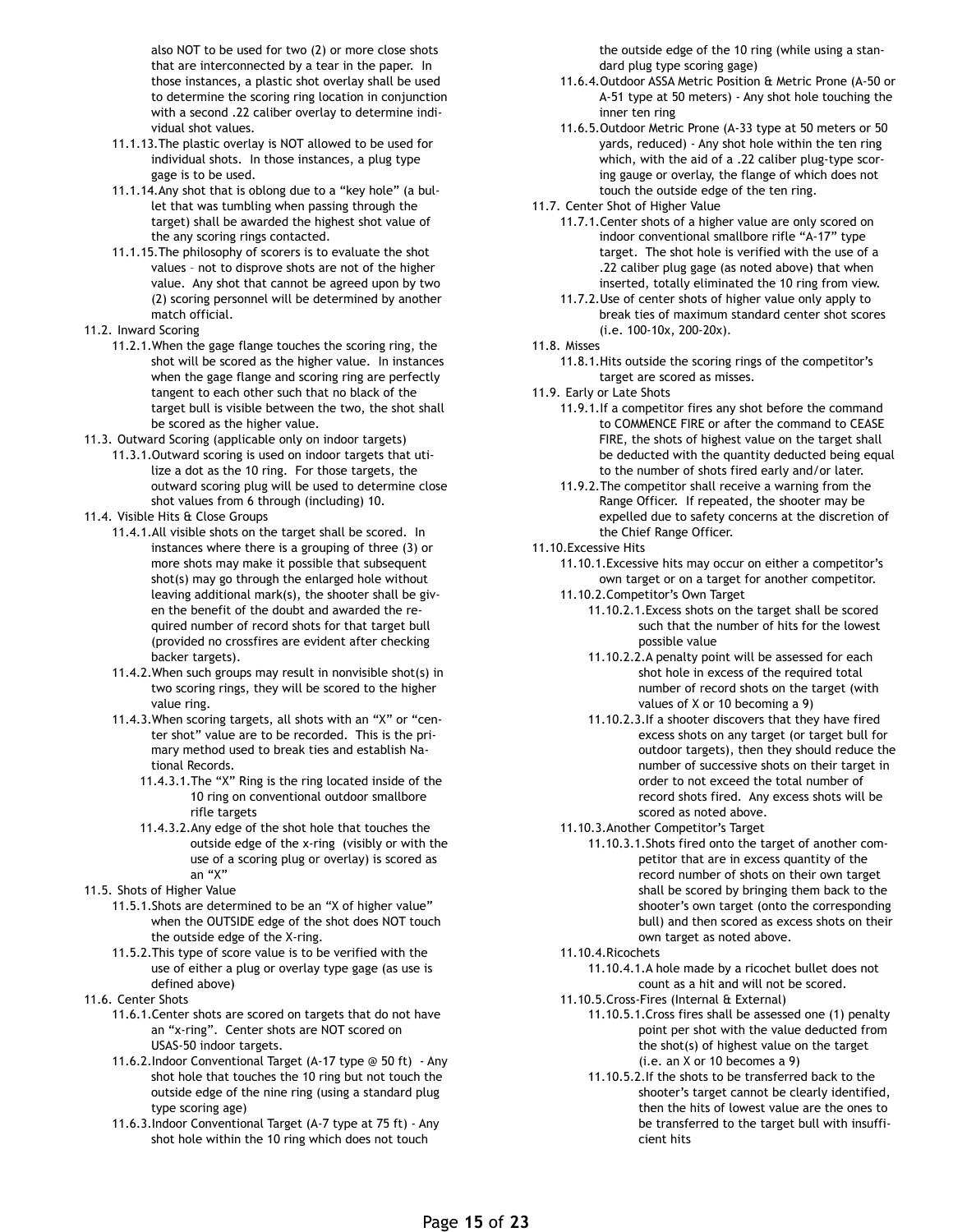also NOT to be used for two (2) or more close shots that are interconnected by a tear in the paper. In those instances, a plastic shot overlay shall be used to determine the scoring ring location in conjunction with a second .22 caliber overlay to determine individual shot values.

- 11.1.13. The plastic overlay is NOT allowed to be used for individual shots. In those instances, a plug type gage is to be used.
- 11.1.14. Any shot that is oblong due to a "key hole" (a bullet that was tumbling when passing through the target) shall be awarded the highest shot value of the any scoring rings contacted.
- 11.1.15. The philosophy of scorers is to evaluate the shot values – not to disprove shots are not of the higher value. Any shot that cannot be agreed upon by two (2) scoring personnel will be determined by another match official.

11.2. Inward Scoring

- 11.2.1. When the gage flange touches the scoring ring, the shot will be scored as the higher value. In instances when the gage flange and scoring ring are perfectly tangent to each other such that no black of the target bull is visible between the two, the shot shall be scored as the higher value.

11.3. Outward Scoring (applicable only on indoor targets)

- 11.3.1. Outward scoring is used on indoor targets that utilize a dot as the 10 ring. For those targets, the outward scoring plug will be used to determine close shot values from 6 through (including) 10.

11.4. Visible Hits & Close Groups

- 11.4.1. All visible shots on the target shall be scored. In instances where there is a grouping of three (3) or more shots may make it possible that subsequent shot(s) may go through the enlarged hole without leaving additional mark(s), the shooter shall be given the benefit of the doubt and awarded the required number of record shots for that target bull (provided no crossfires are evident after checking backer targets).
- 11.4.2. When such groups may result in nonvisible shot(s) in two scoring rings, they will be scored to the higher value ring.
- 11.4.3. When scoring targets, all shots with an "X" or "center shot" value are to be recorded. This is the primary method used to break ties and establish National Records.
  - 11.4.3.1. The "X" Ring is the ring located inside of the 10 ring on conventional outdoor smallbore rifle targets
  - 11.4.3.2. Any edge of the shot hole that touches the outside edge of the x-ring (visibly or with the use of a scoring plug or overlay) is scored as an "X"

11.5. Shots of Higher Value

- 11.5.1. Shots are determined to be an "X of higher value" when the OUTSIDE edge of the shot does NOT touch the outside edge of the X-ring.
- 11.5.2. This type of score value is to be verified with the use of either a plug or overlay type gage (as use is defined above)

11.6. Center Shots

- 11.6.1. Center shots are scored on targets that do not have an "x-ring". Center shots are NOT scored on USAS-50 indoor targets.
- 11.6.2. Indoor Conventional Target (A-17 type @ 50 ft) - Any shot hole that touches the 10 ring but not touch the outside edge of the nine ring (using a standard plug type scoring age)
- 11.6.3. Indoor Conventional Target (A-7 type at 75 ft) - Any shot hole within the 10 ring which does not touch the outside edge of the 10 ring (while using a standard plug type scoring gage)
- 11.6.4. Outdoor ASSA Metric Position & Metric Prone (A-50 or A-51 type at 50 meters) - Any shot hole touching the inner ten ring
- 11.6.5. Outdoor Metric Prone (A-33 type at 50 meters or 50 yards, reduced) - Any shot hole within the ten ring which, with the aid of a .22 caliber plug-type scoring gauge or overlay, the flange of which does not touch the outside edge of the ten ring.

11.7. Center Shot of Higher Value

- 11.7.1. Center shots of a higher value are only scored on indoor conventional smallbore rifle "A-17" type target. The shot hole is verified with the use of a .22 caliber plug gage (as noted above) that when inserted, totally eliminated the 10 ring from view.
- 11.7.2. Use of center shots of higher value only apply to break ties of maximum standard center shot scores (i.e. 100-10x, 200-20x).

11.8. Misses

- 11.8.1. Hits outside the scoring rings of the competitor's target are scored as misses.

11.9. Early or Late Shots

- 11.9.1. If a competitor fires any shot before the command to COMMENCE FIRE or after the command to CEASE FIRE, the shots of highest value on the target shall be deducted with the quantity deducted being equal to the number of shots fired early and/or later.
- 11.9.2. The competitor shall receive a warning from the Range Officer. If repeated, the shooter may be expelled due to safety concerns at the discretion of the Chief Range Officer.

11.10. Excessive Hits

- 11.10.1. Excessive hits may occur on either a competitor's own target or on a target for another competitor.
- 11.10.2. Competitor's Own Target
  - 11.10.2.1. Excess shots on the target shall be scored such that the number of hits for the lowest possible value
  - 11.10.2.2. A penalty point will be assessed for each shot hole in excess of the required total number of record shots on the target (with values of X or 10 becoming a 9)
  - 11.10.2.3. If a shooter discovers that they have fired excess shots on any target (or target bull for outdoor targets), then they should reduce the number of successive shots on their target in order to not exceed the total number of record shots fired. Any excess shots will be scored as noted above.
- 11.10.3. Another Competitor's Target
  - 11.10.3.1. Shots fired onto the target of another competitor that are in excess quantity of the record number of shots on their own target shall be scored by bringing them back to the shooter's own target (onto the corresponding bull) and then scored as excess shots on their own target as noted above.
- 11.10.4. Ricochets
  - 11.10.4.1. A hole made by a ricochet bullet does not count as a hit and will not be scored.
- 11.10.5. Cross-Fires (Internal & External)
  - 11.10.5.1. Cross fires shall be assessed one (1) penalty point per shot with the value deducted from the shot(s) of highest value on the target (i.e. an X or 10 becomes a 9)
  - 11.10.5.2. If the shots to be transferred back to the shooter's target cannot be clearly identified, then the hits of lowest value are the ones to be transferred to the target bull with insufficient hits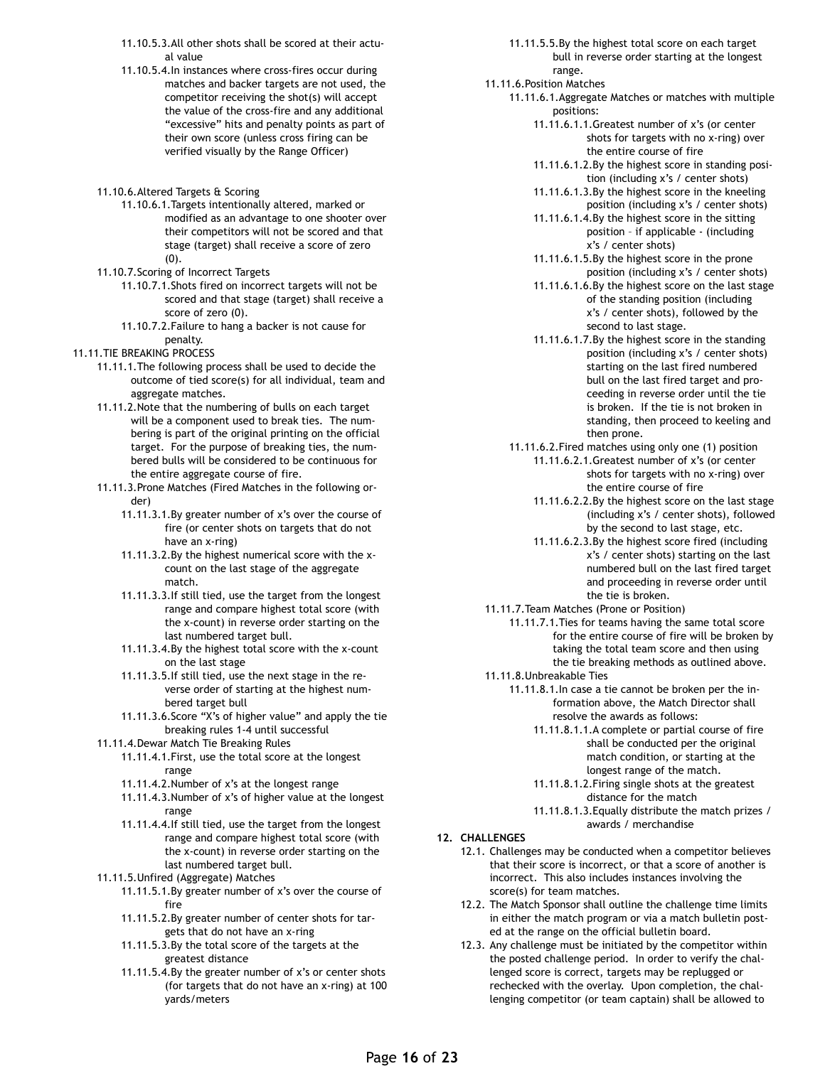11.10.5.3. All other shots shall be scored at their actual value

11.10.5.4. In instances where cross-fires occur during matches and backer targets are not used, the competitor receiving the shot(s) will accept the value of the cross-fire and any additional "excessive" hits and penalty points as part of their own score (unless cross firing can be verified visually by the Range Officer)

11.10.6. Altered Targets & Scoring

11.10.6.1. Targets intentionally altered, marked or modified as an advantage to one shooter over their competitors will not be scored and that stage (target) shall receive a score of zero (0).

11.10.7. Scoring of Incorrect Targets

11.10.7.1. Shots fired on incorrect targets will not be scored and that stage (target) shall receive a score of zero (0).

11.10.7.2. Failure to hang a backer is not cause for penalty.

11.11. TIE BREAKING PROCESS

11.11.1. The following process shall be used to decide the outcome of tied score(s) for all individual, team and aggregate matches.

11.11.2. Note that the numbering of bulls on each target will be a component used to break ties. The numbering is part of the original printing on the official target. For the purpose of breaking ties, the numbered bulls will be considered to be continuous for the entire aggregate course of fire.

11.11.3. Prone Matches (Fired Matches in the following order)

11.11.3.1. By greater number of x's over the course of fire (or center shots on targets that do not have an x-ring)

11.11.3.2. By the highest numerical score with the x-count on the last stage of the aggregate match.

11.11.3.3. If still tied, use the target from the longest range and compare highest total score (with the x-count) in reverse order starting on the last numbered target bull.

11.11.3.4. By the highest total score with the x-count on the last stage

11.11.3.5. If still tied, use the next stage in the reverse order of starting at the highest numbered target bull

11.11.3.6. Score "X's of higher value" and apply the tie breaking rules 1-4 until successful

11.11.4. Dewar Match Tie Breaking Rules

11.11.4.1. First, use the total score at the longest range

11.11.4.2. Number of x's at the longest range

11.11.4.3. Number of x's of higher value at the longest range

11.11.4.4. If still tied, use the target from the longest range and compare highest total score (with the x-count) in reverse order starting on the last numbered target bull.

11.11.5. Unfired (Aggregate) Matches

11.11.5.1. By greater number of x's over the course of fire

11.11.5.2. By greater number of center shots for targets that do not have an x-ring

11.11.5.3. By the total score of the targets at the greatest distance

11.11.5.4. By the greater number of x's or center shots (for targets that do not have an x-ring) at 100 yards/meters

11.11.5.5. By the highest total score on each target bull in reverse order starting at the longest range.

11.11.6. Position Matches

11.11.6.1. Aggregate Matches or matches with multiple positions:

11.11.6.1.1. Greatest number of x's (or center shots for targets with no x-ring) over the entire course of fire

11.11.6.1.2. By the highest score in standing position (including x's / center shots)

11.11.6.1.3. By the highest score in the kneeling position (including x's / center shots)

11.11.6.1.4. By the highest score in the sitting position – if applicable - (including x's / center shots)

11.11.6.1.5. By the highest score in the prone position (including x's / center shots)

11.11.6.1.6. By the highest score on the last stage of the standing position (including x's / center shots), followed by the second to last stage.

11.11.6.1.7. By the highest score in the standing position (including x's / center shots) starting on the last fired numbered bull on the last fired target and proceeding in reverse order until the tie is broken. If the tie is not broken in standing, then proceed to keeling and then prone.

11.11.6.2. Fired matches using only one (1) position

11.11.6.2.1. Greatest number of x's (or center shots for targets with no x-ring) over the entire course of fire

11.11.6.2.2. By the highest score on the last stage (including x's / center shots), followed by the second to last stage, etc.

11.11.6.2.3. By the highest score fired (including x's / center shots) starting on the last numbered bull on the last fired target and proceeding in reverse order until the tie is broken.

11.11.7. Team Matches (Prone or Position)

11.11.7.1. Ties for teams having the same total score for the entire course of fire will be broken by taking the total team score and then using the tie breaking methods as outlined above.

11.11.8. Unbreakable Ties

11.11.8.1. In case a tie cannot be broken per the information above, the Match Director shall resolve the awards as follows:

11.11.8.1.1. A complete or partial course of fire shall be conducted per the original match condition, or starting at the longest range of the match.

11.11.8.1.2. Firing single shots at the greatest distance for the match

11.11.8.1.3. Equally distribute the match prizes / awards / merchandise

## 12. CHALLENGES

12.1. Challenges may be conducted when a competitor believes that their score is incorrect, or that a score of another is incorrect. This also includes instances involving the score(s) for team matches.

12.2. The Match Sponsor shall outline the challenge time limits in either the match program or via a match bulletin posted at the range on the official bulletin board.

12.3. Any challenge must be initiated by the competitor within the posted challenge period. In order to verify the challenged score is correct, targets may be replugged or rechecked with the overlay. Upon completion, the challenging competitor (or team captain) shall be allowed to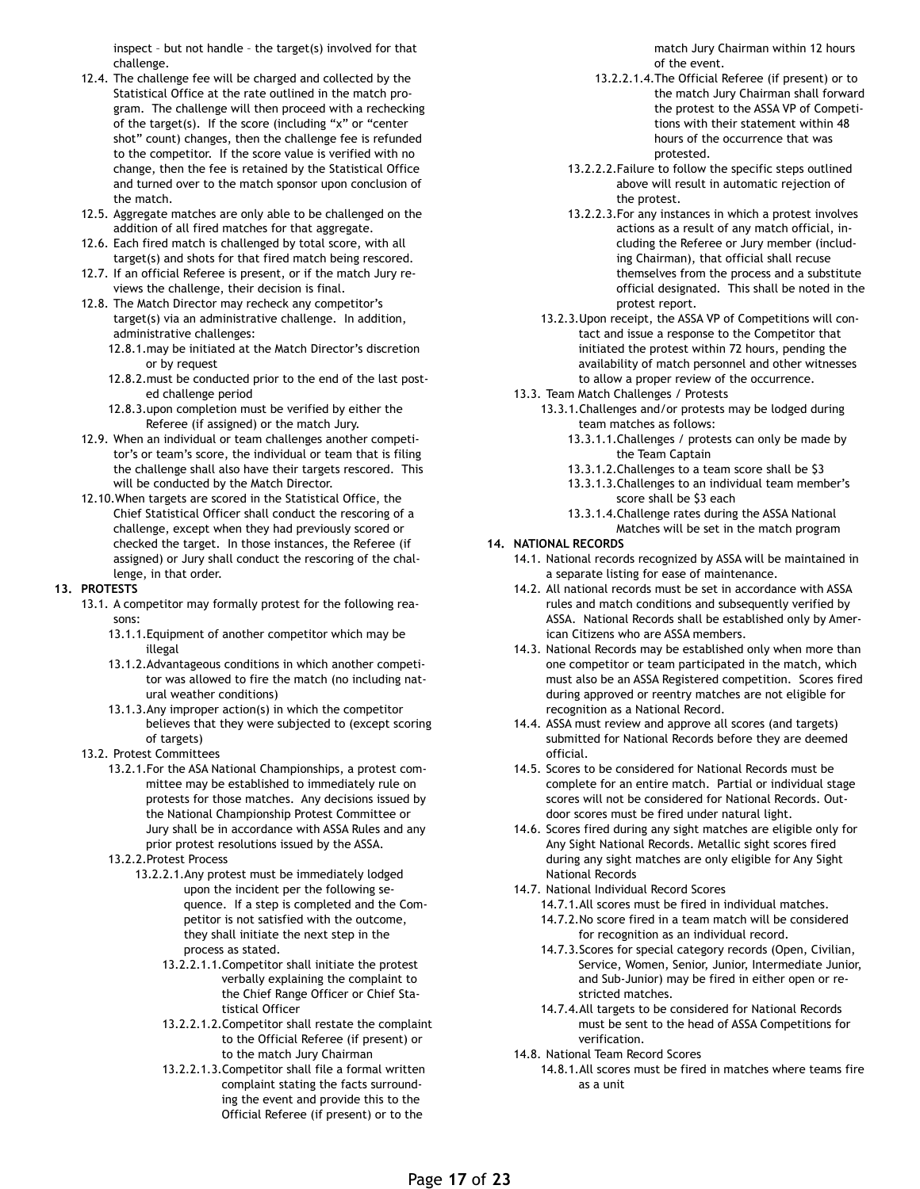inspect – but not handle – the target(s) involved for that challenge.

12.4. The challenge fee will be charged and collected by the Statistical Office at the rate outlined in the match program. The challenge will then proceed with a rechecking of the target(s). If the score (including "x" or "center shot" count) changes, then the challenge fee is refunded to the competitor. If the score value is verified with no change, then the fee is retained by the Statistical Office and turned over to the match sponsor upon conclusion of the match.

12.5. Aggregate matches are only able to be challenged on the addition of all fired matches for that aggregate.

12.6. Each fired match is challenged by total score, with all target(s) and shots for that fired match being rescored.

12.7. If an official Referee is present, or if the match Jury reviews the challenge, their decision is final.

12.8. The Match Director may recheck any competitor's target(s) via an administrative challenge. In addition, administrative challenges:

- 12.8.1. may be initiated at the Match Director's discretion or by request
- 12.8.2. must be conducted prior to the end of the last posted challenge period
- 12.8.3. upon completion must be verified by either the Referee (if assigned) or the match Jury.

12.9. When an individual or team challenges another competitor's or team's score, the individual or team that is filing the challenge shall also have their targets rescored. This will be conducted by the Match Director.

12.10. When targets are scored in the Statistical Office, the Chief Statistical Officer shall conduct the rescoring of a challenge, except when they had previously scored or checked the target. In those instances, the Referee (if assigned) or Jury shall conduct the rescoring of the challenge, in that order.

**13. PROTESTS**

13.1. A competitor may formally protest for the following reasons:

- 13.1.1. Equipment of another competitor which may be illegal
- 13.1.2. Advantageous conditions in which another competitor was allowed to fire the match (no including natural weather conditions)
- 13.1.3. Any improper action(s) in which the competitor believes that they were subjected to (except scoring of targets)

13.2. Protest Committees

- 13.2.1. For the ASA National Championships, a protest committee may be established to immediately rule on protests for those matches. Any decisions issued by the National Championship Protest Committee or Jury shall be in accordance with ASSA Rules and any prior protest resolutions issued by the ASSA.
- 13.2.2. Protest Process
  - 13.2.2.1. Any protest must be immediately lodged upon the incident per the following sequence. If a step is completed and the Competitor is not satisfied with the outcome, they shall initiate the next step in the process as stated.
    - 13.2.2.1.1. Competitor shall initiate the protest verbally explaining the complaint to the Chief Range Officer or Chief Statistical Officer
    - 13.2.2.1.2. Competitor shall restate the complaint to the Official Referee (if present) or to the match Jury Chairman
    - 13.2.2.1.3. Competitor shall file a formal written complaint stating the facts surrounding the event and provide this to the Official Referee (if present) or to the match Jury Chairman within 12 hours of the event.
    - 13.2.2.1.4. The Official Referee (if present) or to the match Jury Chairman shall forward the protest to the ASSA VP of Competitions with their statement within 48 hours of the occurrence that was protested.
  - 13.2.2.2. Failure to follow the specific steps outlined above will result in automatic rejection of the protest.
  - 13.2.2.3. For any instances in which a protest involves actions as a result of any match official, including the Referee or Jury member (including Chairman), that official shall recuse themselves from the process and a substitute official designated. This shall be noted in the protest report.
- 13.2.3. Upon receipt, the ASSA VP of Competitions will contact and issue a response to the Competitor that initiated the protest within 72 hours, pending the availability of match personnel and other witnesses to allow a proper review of the occurrence.

13.3. Team Match Challenges / Protests

- 13.3.1. Challenges and/or protests may be lodged during team matches as follows:
  - 13.3.1.1. Challenges / protests can only be made by the Team Captain
  - 13.3.1.2. Challenges to a team score shall be $3
  - 13.3.1.3. Challenges to an individual team member's score shall be $3 each
  - 13.3.1.4. Challenge rates during the ASSA National Matches will be set in the match program

**14. NATIONAL RECORDS**

14.1. National records recognized by ASSA will be maintained in a separate listing for ease of maintenance.

14.2. All national records must be set in accordance with ASSA rules and match conditions and subsequently verified by ASSA. National Records shall be established only by American Citizens who are ASSA members.

14.3. National Records may be established only when more than one competitor or team participated in the match, which must also be an ASSA Registered competition. Scores fired during approved or reentry matches are not eligible for recognition as a National Record.

14.4. ASSA must review and approve all scores (and targets) submitted for National Records before they are deemed official.

14.5. Scores to be considered for National Records must be complete for an entire match. Partial or individual stage scores will not be considered for National Records. Outdoor scores must be fired under natural light.

14.6. Scores fired during any sight matches are eligible only for Any Sight National Records. Metallic sight scores fired during any sight matches are only eligible for Any Sight National Records

14.7. National Individual Record Scores

- 14.7.1. All scores must be fired in individual matches.
- 14.7.2. No score fired in a team match will be considered for recognition as an individual record.
- 14.7.3. Scores for special category records (Open, Civilian, Service, Women, Senior, Junior, Intermediate Junior, and Sub-Junior) may be fired in either open or restricted matches.
- 14.7.4. All targets to be considered for National Records must be sent to the head of ASSA Competitions for verification.

14.8. National Team Record Scores

- 14.8.1. All scores must be fired in matches where teams fire as a unit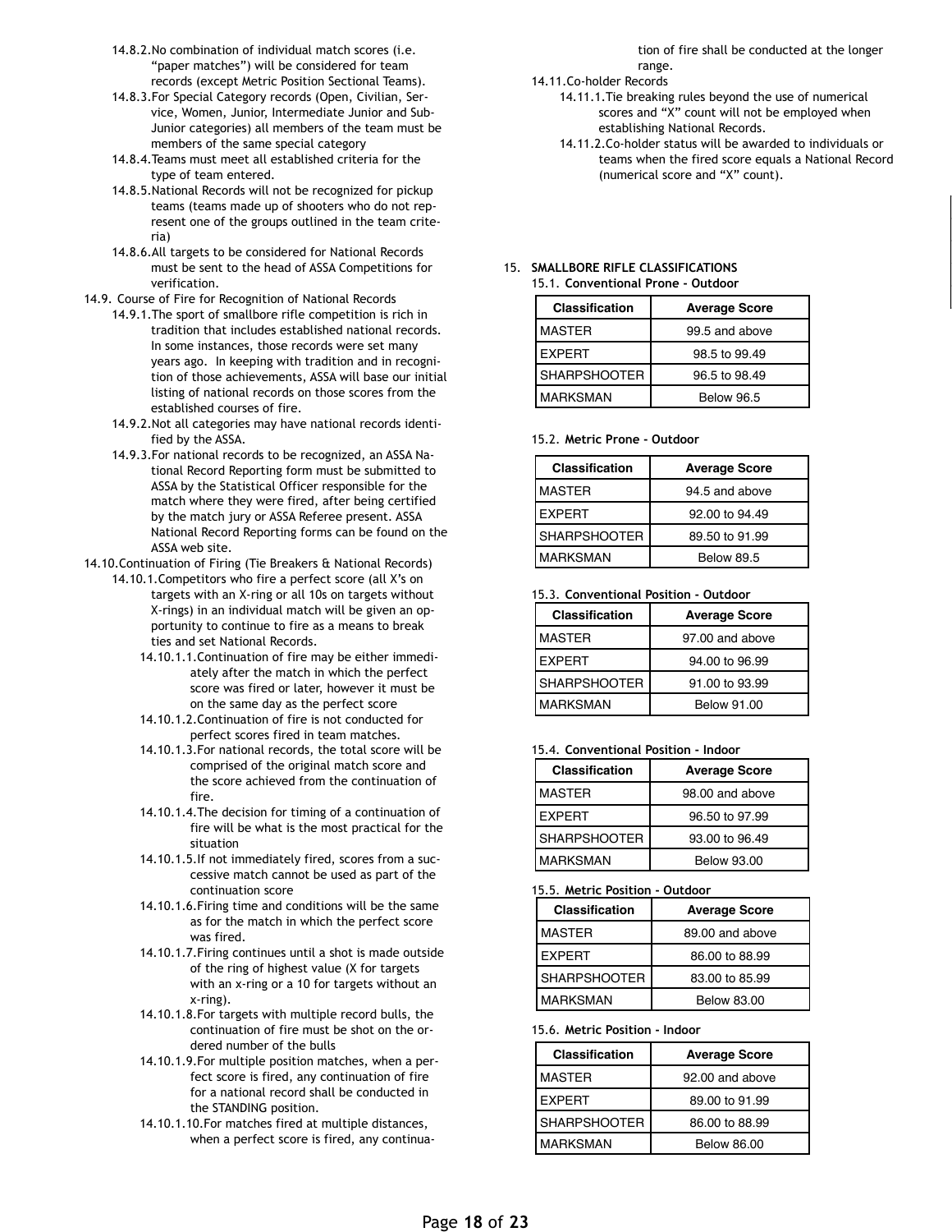14.8.2. No combination of individual match scores (i.e. "paper matches") will be considered for team records (except Metric Position Sectional Teams).

14.8.3. For Special Category records (Open, Civilian, Service, Women, Junior, Intermediate Junior and Sub-Junior categories) all members of the team must be members of the same special category

14.8.4. Teams must meet all established criteria for the type of team entered.

14.8.5. National Records will not be recognized for pickup teams (teams made up of shooters who do not represent one of the groups outlined in the team criteria)

14.8.6. All targets to be considered for National Records must be sent to the head of ASSA Competitions for verification.

14.9. Course of Fire for Recognition of National Records

14.9.1. The sport of smallbore rifle competition is rich in tradition that includes established national records. In some instances, those records were set many years ago. In keeping with tradition and in recognition of those achievements, ASSA will base our initial listing of national records on those scores from the established courses of fire.

14.9.2. Not all categories may have national records identified by the ASSA.

14.9.3. For national records to be recognized, an ASSA National Record Reporting form must be submitted to ASSA by the Statistical Officer responsible for the match where they were fired, after being certified by the match jury or ASSA Referee present. ASSA National Record Reporting forms can be found on the ASSA web site.

14.10. Continuation of Firing (Tie Breakers & National Records)

14.10.1. Competitors who fire a perfect score (all X's on targets with an X-ring or all 10s on targets without X-rings) in an individual match will be given an opportunity to continue to fire as a means to break ties and set National Records.

14.10.1.1. Continuation of fire may be either immediately after the match in which the perfect score was fired or later, however it must be on the same day as the perfect score

14.10.1.2. Continuation of fire is not conducted for perfect scores fired in team matches.

14.10.1.3. For national records, the total score will be comprised of the original match score and the score achieved from the continuation of fire.

14.10.1.4. The decision for timing of a continuation of fire will be what is the most practical for the situation

14.10.1.5. If not immediately fired, scores from a successive match cannot be used as part of the continuation score

14.10.1.6. Firing time and conditions will be the same as for the match in which the perfect score was fired.

14.10.1.7. Firing continues until a shot is made outside of the ring of highest value (X for targets with an x-ring or a 10 for targets without an x-ring).

14.10.1.8. For targets with multiple record bulls, the continuation of fire must be shot on the ordered number of the bulls

14.10.1.9. For multiple position matches, when a perfect score is fired, any continuation of fire for a national record shall be conducted in the STANDING position.

14.10.1.10. For matches fired at multiple distances, when a perfect score is fired, any continuation of fire shall be conducted at the longer range.

14.11. Co-holder Records

14.11.1. Tie breaking rules beyond the use of numerical scores and "X" count will not be employed when establishing National Records.

14.11.2. Co-holder status will be awarded to individuals or teams when the fired score equals a National Record (numerical score and "X" count).

## 15. SMALLBORE RIFLE CLASSIFICATIONS

### 15.1. Conventional Prone - Outdoor

| Classification | Average Score |
|---|---|
| MASTER | 99.5 and above |
| EXPERT | 98.5 to 99.49 |
| SHARPSHOOTER | 96.5 to 98.49 |
| MARKSMAN | Below 96.5 |

### 15.2. Metric Prone - Outdoor

| Classification | Average Score |
|---|---|
| MASTER | 94.5 and above |
| EXPERT | 92.00 to 94.49 |
| SHARPSHOOTER | 89.50 to 91.99 |
| MARKSMAN | Below 89.5 |

### 15.3. Conventional Position - Outdoor

| Classification | Average Score |
|---|---|
| MASTER | 97.00 and above |
| EXPERT | 94.00 to 96.99 |
| SHARPSHOOTER | 91.00 to 93.99 |
| MARKSMAN | Below 91.00 |

### 15.4. Conventional Position - Indoor

| Classification | Average Score |
|---|---|
| MASTER | 98.00 and above |
| EXPERT | 96.50 to 97.99 |
| SHARPSHOOTER | 93.00 to 96.49 |
| MARKSMAN | Below 93.00 |

### 15.5. Metric Position - Outdoor

| Classification | Average Score |
|---|---|
| MASTER | 89.00 and above |
| EXPERT | 86.00 to 88.99 |
| SHARPSHOOTER | 83.00 to 85.99 |
| MARKSMAN | Below 83.00 |

### 15.6. Metric Position - Indoor

| Classification | Average Score |
|---|---|
| MASTER | 92.00 and above |
| EXPERT | 89.00 to 91.99 |
| SHARPSHOOTER | 86.00 to 88.99 |
| MARKSMAN | Below 86.00 |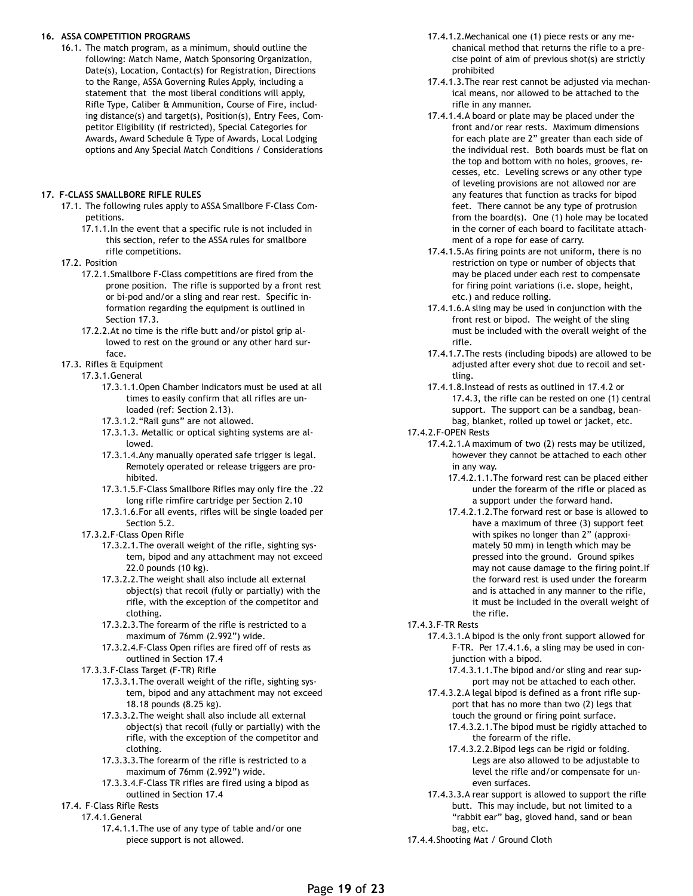## 16. ASSA COMPETITION PROGRAMS

16.1. The match program, as a minimum, should outline the following: Match Name, Match Sponsoring Organization, Date(s), Location, Contact(s) for Registration, Directions to the Range, ASSA Governing Rules Apply, including a statement that the most liberal conditions will apply, Rifle Type, Caliber & Ammunition, Course of Fire, including distance(s) and target(s), Position(s), Entry Fees, Competitor Eligibility (if restricted), Special Categories for Awards, Award Schedule & Type of Awards, Local Lodging options and Any Special Match Conditions / Considerations

## 17. F-CLASS SMALLBORE RIFLE RULES

17.1. The following rules apply to ASSA Smallbore F-Class Competitions.

17.1.1. In the event that a specific rule is not included in this section, refer to the ASSA rules for smallbore rifle competitions.

17.2. Position

17.2.1. Smallbore F-Class competitions are fired from the prone position. The rifle is supported by a front rest or bi-pod and/or a sling and rear rest. Specific information regarding the equipment is outlined in Section 17.3.

17.2.2. At no time is the rifle butt and/or pistol grip allowed to rest on the ground or any other hard surface.

17.3. Rifles & Equipment

17.3.1. General

17.3.1.1. Open Chamber Indicators must be used at all times to easily confirm that all rifles are unloaded (ref: Section 2.13).

17.3.1.2. "Rail guns" are not allowed.

17.3.1.3. Metallic or optical sighting systems are allowed.

17.3.1.4. Any manually operated safe trigger is legal. Remotely operated or release triggers are prohibited.

17.3.1.5. F-Class Smallbore Rifles may only fire the .22 long rifle rimfire cartridge per Section 2.10

17.3.1.6. For all events, rifles will be single loaded per Section 5.2.

17.3.2. F-Class Open Rifle

17.3.2.1. The overall weight of the rifle, sighting system, bipod and any attachment may not exceed 22.0 pounds (10 kg).

17.3.2.2. The weight shall also include all external object(s) that recoil (fully or partially) with the rifle, with the exception of the competitor and clothing.

17.3.2.3. The forearm of the rifle is restricted to a maximum of 76mm (2.992") wide.

17.3.2.4. F-Class Open rifles are fired off of rests as outlined in Section 17.4

17.3.3. F-Class Target (F-TR) Rifle

17.3.3.1. The overall weight of the rifle, sighting system, bipod and any attachment may not exceed 18.18 pounds (8.25 kg).

17.3.3.2. The weight shall also include all external object(s) that recoil (fully or partially) with the rifle, with the exception of the competitor and clothing.

17.3.3.3. The forearm of the rifle is restricted to a maximum of 76mm (2.992") wide.

17.3.3.4. F-Class TR rifles are fired using a bipod as outlined in Section 17.4

17.4. F-Class Rifle Rests

17.4.1. General

17.4.1.1. The use of any type of table and/or one piece support is not allowed.

17.4.1.2. Mechanical one (1) piece rests or any mechanical method that returns the rifle to a precise point of aim of previous shot(s) are strictly prohibited

17.4.1.3. The rear rest cannot be adjusted via mechanical means, nor allowed to be attached to the rifle in any manner.

17.4.1.4. A board or plate may be placed under the front and/or rear rests. Maximum dimensions for each plate are 2" greater than each side of the individual rest. Both boards must be flat on the top and bottom with no holes, grooves, recesses, etc. Leveling screws or any other type of leveling provisions are not allowed nor are any features that function as tracks for bipod feet. There cannot be any type of protrusion from the board(s). One (1) hole may be located in the corner of each board to facilitate attachment of a rope for ease of carry.

17.4.1.5. As firing points are not uniform, there is no restriction on type or number of objects that may be placed under each rest to compensate for firing point variations (i.e. slope, height, etc.) and reduce rolling.

17.4.1.6. A sling may be used in conjunction with the front rest or bipod. The weight of the sling must be included with the overall weight of the rifle.

17.4.1.7. The rests (including bipods) are allowed to be adjusted after every shot due to recoil and settling.

17.4.1.8. Instead of rests as outlined in 17.4.2 or 17.4.3, the rifle can be rested on one (1) central support. The support can be a sandbag, beanbag, blanket, rolled up towel or jacket, etc.

17.4.2. F-OPEN Rests

17.4.2.1. A maximum of two (2) rests may be utilized, however they cannot be attached to each other in any way.

17.4.2.1.1. The forward rest can be placed either under the forearm of the rifle or placed as a support under the forward hand.

17.4.2.1.2. The forward rest or base is allowed to have a maximum of three (3) support feet with spikes no longer than 2" (approximately 50 mm) in length which may be pressed into the ground. Ground spikes may not cause damage to the firing point. If the forward rest is used under the forearm and is attached in any manner to the rifle, it must be included in the overall weight of the rifle.

17.4.3. F-TR Rests

17.4.3.1. A bipod is the only front support allowed for F-TR. Per 17.4.1.6, a sling may be used in conjunction with a bipod.

17.4.3.1.1. The bipod and/or sling and rear support may not be attached to each other.

17.4.3.2. A legal bipod is defined as a front rifle support that has no more than two (2) legs that touch the ground or firing point surface.

17.4.3.2.1. The bipod must be rigidly attached to the forearm of the rifle.

17.4.3.2.2. Bipod legs can be rigid or folding. Legs are also allowed to be adjustable to level the rifle and/or compensate for uneven surfaces.

17.4.3.3. A rear support is allowed to support the rifle butt. This may include, but not limited to a "rabbit ear" bag, gloved hand, sand or bean bag, etc.

17.4.4. Shooting Mat / Ground Cloth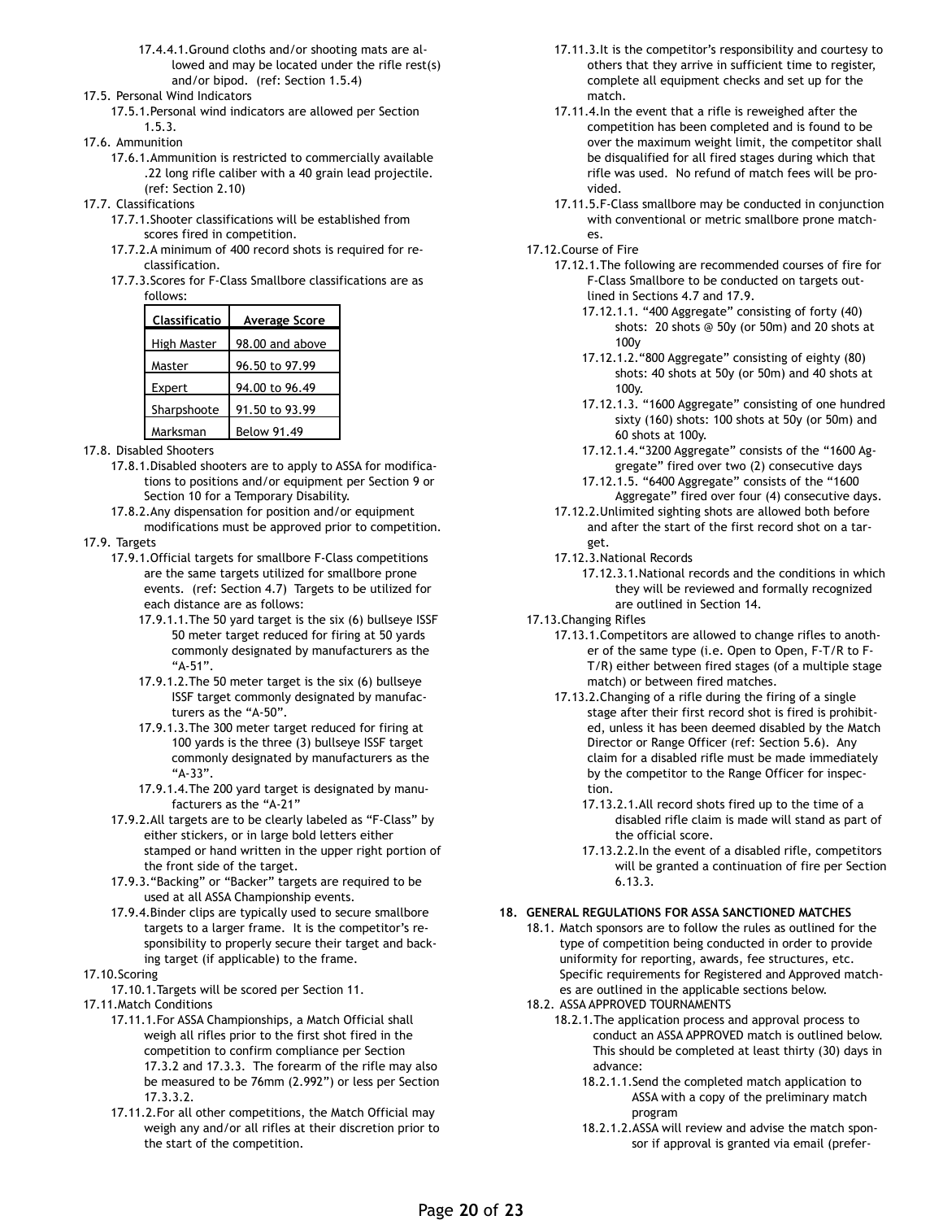17.4.4.1. Ground cloths and/or shooting mats are allowed and may be located under the rifle rest(s) and/or bipod. (ref: Section 1.5.4)

17.5. Personal Wind Indicators

17.5.1. Personal wind indicators are allowed per Section 1.5.3.

17.6. Ammunition

17.6.1. Ammunition is restricted to commercially available .22 long rifle caliber with a 40 grain lead projectile. (ref: Section 2.10)

17.7. Classifications

17.7.1. Shooter classifications will be established from scores fired in competition.

17.7.2. A minimum of 400 record shots is required for reclassification.

17.7.3. Scores for F-Class Smallbore classifications are as follows:

| Classificatio | Average Score |
|---|---|
| High Master | 98.00 and above |
| Master | 96.50 to 97.99 |
| Expert | 94.00 to 96.49 |
| Sharpshoote | 91.50 to 93.99 |
| Marksman | Below 91.49 |

17.8. Disabled Shooters

17.8.1. Disabled shooters are to apply to ASSA for modifications to positions and/or equipment per Section 9 or Section 10 for a Temporary Disability.

17.8.2. Any dispensation for position and/or equipment modifications must be approved prior to competition.

17.9. Targets

17.9.1. Official targets for smallbore F-Class competitions are the same targets utilized for smallbore prone events. (ref: Section 4.7) Targets to be utilized for each distance are as follows:

17.9.1.1. The 50 yard target is the six (6) bullseye ISSF 50 meter target reduced for firing at 50 yards commonly designated by manufacturers as the "A-51".

17.9.1.2. The 50 meter target is the six (6) bullseye ISSF target commonly designated by manufacturers as the "A-50".

17.9.1.3. The 300 meter target reduced for firing at 100 yards is the three (3) bullseye ISSF target commonly designated by manufacturers as the "A-33".

17.9.1.4. The 200 yard target is designated by manufacturers as the "A-21"

17.9.2. All targets are to be clearly labeled as "F-Class" by either stickers, or in large bold letters either stamped or hand written in the upper right portion of the front side of the target.

17.9.3. "Backing" or "Backer" targets are required to be used at all ASSA Championship events.

17.9.4. Binder clips are typically used to secure smallbore targets to a larger frame. It is the competitor's responsibility to properly secure their target and backing target (if applicable) to the frame.

17.10. Scoring

17.10.1. Targets will be scored per Section 11.

17.11. Match Conditions

17.11.1. For ASSA Championships, a Match Official shall weigh all rifles prior to the first shot fired in the competition to confirm compliance per Section 17.3.2 and 17.3.3. The forearm of the rifle may also be measured to be 76mm (2.992") or less per Section 17.3.3.2.

17.11.2. For all other competitions, the Match Official may weigh any and/or all rifles at their discretion prior to the start of the competition.

17.11.3. It is the competitor's responsibility and courtesy to others that they arrive in sufficient time to register, complete all equipment checks and set up for the match.

17.11.4. In the event that a rifle is reweighed after the competition has been completed and is found to be over the maximum weight limit, the competitor shall be disqualified for all fired stages during which that rifle was used. No refund of match fees will be provided.

17.11.5. F-Class smallbore may be conducted in conjunction with conventional or metric smallbore prone matches.

17.12. Course of Fire

17.12.1. The following are recommended courses of fire for F-Class Smallbore to be conducted on targets outlined in Sections 4.7 and 17.9.

17.12.1.1. "400 Aggregate" consisting of forty (40) shots: 20 shots @ 50y (or 50m) and 20 shots at 100y

17.12.1.2. "800 Aggregate" consisting of eighty (80) shots: 40 shots at 50y (or 50m) and 40 shots at 100y.

17.12.1.3. "1600 Aggregate" consisting of one hundred sixty (160) shots: 100 shots at 50y (or 50m) and 60 shots at 100y.

17.12.1.4. "3200 Aggregate" consists of the "1600 Aggregate" fired over two (2) consecutive days

17.12.1.5. "6400 Aggregate" consists of the "1600 Aggregate" fired over four (4) consecutive days.

17.12.2. Unlimited sighting shots are allowed both before and after the start of the first record shot on a target.

17.12.3. National Records

17.12.3.1. National records and the conditions in which they will be reviewed and formally recognized are outlined in Section 14.

17.13. Changing Rifles

17.13.1. Competitors are allowed to change rifles to another of the same type (i.e. Open to Open, F-T/R to F-T/R) either between fired stages (of a multiple stage match) or between fired matches.

17.13.2. Changing of a rifle during the firing of a single stage after their first record shot is fired is prohibited, unless it has been deemed disabled by the Match Director or Range Officer (ref: Section 5.6). Any claim for a disabled rifle must be made immediately by the competitor to the Range Officer for inspection.

17.13.2.1. All record shots fired up to the time of a disabled rifle claim is made will stand as part of the official score.

17.13.2.2. In the event of a disabled rifle, competitors will be granted a continuation of fire per Section 6.13.3.

## 18. GENERAL REGULATIONS FOR ASSA SANCTIONED MATCHES

18.1. Match sponsors are to follow the rules as outlined for the type of competition being conducted in order to provide uniformity for reporting, awards, fee structures, etc. Specific requirements for Registered and Approved matches are outlined in the applicable sections below.

18.2. ASSA APPROVED TOURNAMENTS

18.2.1. The application process and approval process to conduct an ASSA APPROVED match is outlined below. This should be completed at least thirty (30) days in advance:

18.2.1.1. Send the completed match application to ASSA with a copy of the preliminary match program

18.2.1.2. ASSA will review and advise the match sponsor if approval is granted via email (prefer-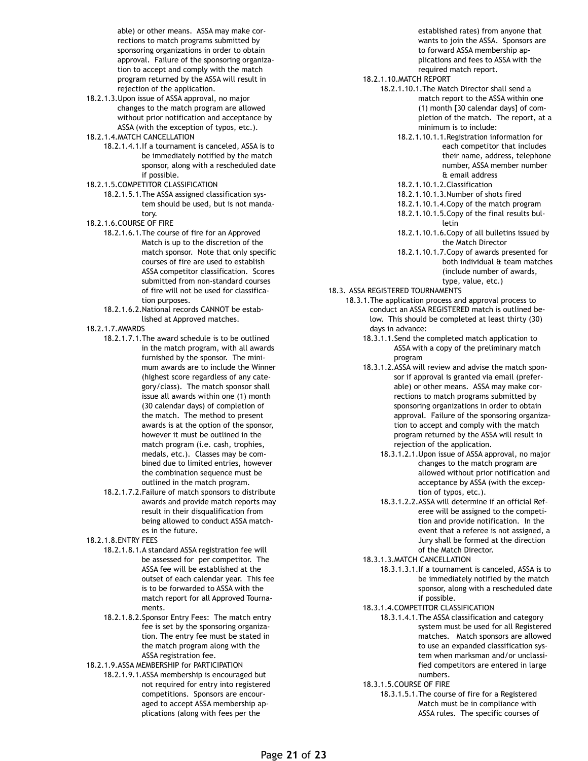able) or other means. ASSA may make corrections to match programs submitted by sponsoring organizations in order to obtain approval. Failure of the sponsoring organization to accept and comply with the match program returned by the ASSA will result in rejection of the application.

18.2.1.3. Upon issue of ASSA approval, no major changes to the match program are allowed without prior notification and acceptance by ASSA (with the exception of typos, etc.).

18.2.1.4. MATCH CANCELLATION

18.2.1.4.1. If a tournament is canceled, ASSA is to be immediately notified by the match sponsor, along with a rescheduled date if possible.

18.2.1.5. COMPETITOR CLASSIFICATION

18.2.1.5.1. The ASSA assigned classification system should be used, but is not mandatory.

18.2.1.6. COURSE OF FIRE

18.2.1.6.1. The course of fire for an Approved Match is up to the discretion of the match sponsor. Note that only specific courses of fire are used to establish ASSA competitor classification. Scores submitted from non-standard courses of fire will not be used for classification purposes.

18.2.1.6.2. National records CANNOT be established at Approved matches.

18.2.1.7. AWARDS

18.2.1.7.1. The award schedule is to be outlined in the match program, with all awards furnished by the sponsor. The minimum awards are to include the Winner (highest score regardless of any category/class). The match sponsor shall issue all awards within one (1) month (30 calendar days) of completion of the match. The method to present awards is at the option of the sponsor, however it must be outlined in the match program (i.e. cash, trophies, medals, etc.). Classes may be combined due to limited entries, however the combination sequence must be outlined in the match program.

18.2.1.7.2. Failure of match sponsors to distribute awards and provide match reports may result in their disqualification from being allowed to conduct ASSA matches in the future.

18.2.1.8. ENTRY FEES

18.2.1.8.1. A standard ASSA registration fee will be assessed for per competitor. The ASSA fee will be established at the outset of each calendar year. This fee is to be forwarded to ASSA with the match report for all Approved Tournaments.

18.2.1.8.2. Sponsor Entry Fees: The match entry fee is set by the sponsoring organization. The entry fee must be stated in the match program along with the ASSA registration fee.

18.2.1.9. ASSA MEMBERSHIP for PARTICIPATION

18.2.1.9.1. ASSA membership is encouraged but not required for entry into registered competitions. Sponsors are encouraged to accept ASSA membership applications (along with fees per the established rates) from anyone that wants to join the ASSA. Sponsors are to forward ASSA membership applications and fees to ASSA with the required match report.

18.2.1.10. MATCH REPORT

18.2.1.10.1. The Match Director shall send a match report to the ASSA within one (1) month [30 calendar days] of completion of the match. The report, at a minimum is to include:

18.2.1.10.1.1. Registration information for each competitor that includes their name, address, telephone number, ASSA member number & email address

18.2.1.10.1.2. Classification

18.2.1.10.1.3. Number of shots fired

18.2.1.10.1.4. Copy of the match program

18.2.1.10.1.5. Copy of the final results bulletin

18.2.1.10.1.6. Copy of all bulletins issued by the Match Director

18.2.1.10.1.7. Copy of awards presented for both individual & team matches (include number of awards, type, value, etc.)

18.3. ASSA REGISTERED TOURNAMENTS

18.3.1. The application process and approval process to conduct an ASSA REGISTERED match is outlined below. This should be completed at least thirty (30) days in advance:

18.3.1.1. Send the completed match application to ASSA with a copy of the preliminary match program

18.3.1.2. ASSA will review and advise the match sponsor if approval is granted via email (preferable) or other means. ASSA may make corrections to match programs submitted by sponsoring organizations in order to obtain approval. Failure of the sponsoring organization to accept and comply with the match program returned by the ASSA will result in rejection of the application.

18.3.1.2.1. Upon issue of ASSA approval, no major changes to the match program are allowed without prior notification and acceptance by ASSA (with the exception of typos, etc.).

18.3.1.2.2. ASSA will determine if an official Referee will be assigned to the competition and provide notification. In the event that a referee is not assigned, a Jury shall be formed at the direction of the Match Director.

18.3.1.3. MATCH CANCELLATION

18.3.1.3.1. If a tournament is canceled, ASSA is to be immediately notified by the match sponsor, along with a rescheduled date if possible.

18.3.1.4. COMPETITOR CLASSIFICATION

18.3.1.4.1. The ASSA classification and category system must be used for all Registered matches. Match sponsors are allowed to use an expanded classification system when marksman and/or unclassified competitors are entered in large numbers.

18.3.1.5. COURSE OF FIRE

18.3.1.5.1. The course of fire for a Registered Match must be in compliance with ASSA rules. The specific courses of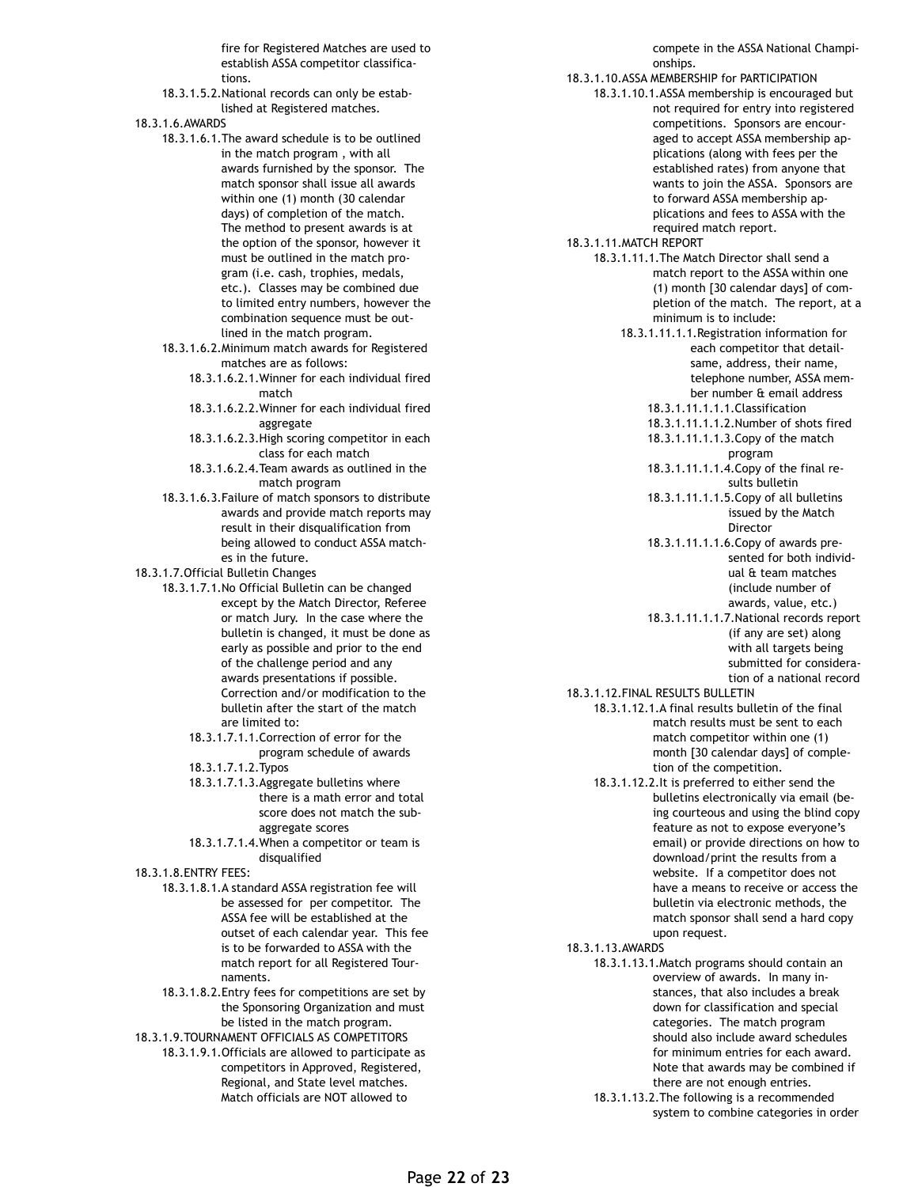fire for Registered Matches are used to establish ASSA competitor classifications.

- 18.3.1.5.2. National records can only be established at Registered matches.

18.3.1.6. AWARDS

- 18.3.1.6.1. The award schedule is to be outlined in the match program , with all awards furnished by the sponsor. The match sponsor shall issue all awards within one (1) month (30 calendar days) of completion of the match. The method to present awards is at the option of the sponsor, however it must be outlined in the match program (i.e. cash, trophies, medals, etc.). Classes may be combined due to limited entry numbers, however the combination sequence must be outlined in the match program.
- 18.3.1.6.2. Minimum match awards for Registered matches are as follows:
  - 18.3.1.6.2.1. Winner for each individual fired match
  - 18.3.1.6.2.2. Winner for each individual fired aggregate
  - 18.3.1.6.2.3. High scoring competitor in each class for each match
  - 18.3.1.6.2.4. Team awards as outlined in the match program
- 18.3.1.6.3. Failure of match sponsors to distribute awards and provide match reports may result in their disqualification from being allowed to conduct ASSA matches in the future.

18.3.1.7. Official Bulletin Changes

- 18.3.1.7.1. No Official Bulletin can be changed except by the Match Director, Referee or match Jury. In the case where the bulletin is changed, it must be done as early as possible and prior to the end of the challenge period and any awards presentations if possible. Correction and/or modification to the bulletin after the start of the match are limited to:
  - 18.3.1.7.1.1. Correction of error for the program schedule of awards
  - 18.3.1.7.1.2. Typos
  - 18.3.1.7.1.3. Aggregate bulletins where there is a math error and total score does not match the sub-aggregate scores
  - 18.3.1.7.1.4. When a competitor or team is disqualified

18.3.1.8. ENTRY FEES:

- 18.3.1.8.1. A standard ASSA registration fee will be assessed for per competitor. The ASSA fee will be established at the outset of each calendar year. This fee is to be forwarded to ASSA with the match report for all Registered Tournaments.
- 18.3.1.8.2. Entry fees for competitions are set by the Sponsoring Organization and must be listed in the match program.

18.3.1.9. TOURNAMENT OFFICIALS AS COMPETITORS

- 18.3.1.9.1. Officials are allowed to participate as competitors in Approved, Registered, Regional, and State level matches. Match officials are NOT allowed to compete in the ASSA National Championships.

18.3.1.10. ASSA MEMBERSHIP for PARTICIPATION

- 18.3.1.10.1. ASSA membership is encouraged but not required for entry into registered competitions. Sponsors are encouraged to accept ASSA membership applications (along with fees per the established rates) from anyone that wants to join the ASSA. Sponsors are to forward ASSA membership applications and fees to ASSA with the required match report.

18.3.1.11. MATCH REPORT

- 18.3.1.11.1. The Match Director shall send a match report to the ASSA within one (1) month [30 calendar days] of completion of the match. The report, at a minimum is to include:
  - 18.3.1.11.1.1. Registration information for each competitor that detail-same, address, their name, telephone number, ASSA member number & email address
    - 18.3.1.11.1.1.1. Classification
    - 18.3.1.11.1.1.2. Number of shots fired
    - 18.3.1.11.1.1.3. Copy of the match program
    - 18.3.1.11.1.1.4. Copy of the final results bulletin
    - 18.3.1.11.1.1.5. Copy of all bulletins issued by the Match Director
    - 18.3.1.11.1.1.6. Copy of awards presented for both individual & team matches (include number of awards, value, etc.)
    - 18.3.1.11.1.1.7. National records report (if any are set) along with all targets being submitted for consideration of a national record

18.3.1.12. FINAL RESULTS BULLETIN

- 18.3.1.12.1. A final results bulletin of the final match results must be sent to each match competitor within one (1) month [30 calendar days] of completion of the competition.
- 18.3.1.12.2. It is preferred to either send the bulletins electronically via email (being courteous and using the blind copy feature as not to expose everyone's email) or provide directions on how to download/print the results from a website. If a competitor does not have a means to receive or access the bulletin via electronic methods, the match sponsor shall send a hard copy upon request.

18.3.1.13. AWARDS

- 18.3.1.13.1. Match programs should contain an overview of awards. In many instances, that also includes a break down for classification and special categories. The match program should also include award schedules for minimum entries for each award. Note that awards may be combined if there are not enough entries.
- 18.3.1.13.2. The following is a recommended system to combine categories in order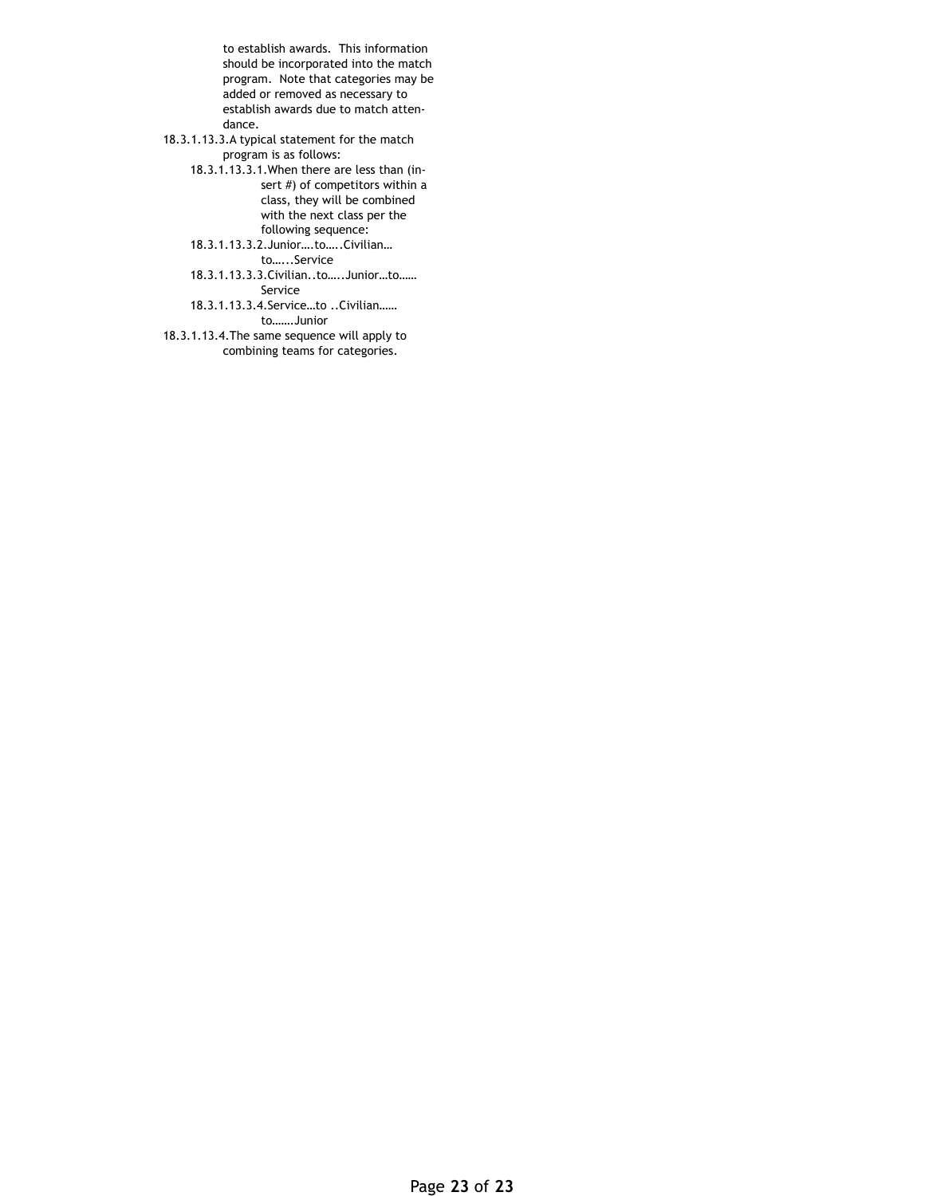to establish awards. This information should be incorporated into the match program. Note that categories may be added or removed as necessary to establish awards due to match attendance.

18.3.1.13.3. A typical statement for the match program is as follows:

- 18.3.1.13.3.1. When there are less than (insert #) of competitors within a class, they will be combined with the next class per the following sequence:
- 18.3.1.13.3.2. Junior….to…..Civilian…to…...Service
- 18.3.1.13.3.3. Civilian..to…..Junior…to……Service
- 18.3.1.13.3.4. Service…to ..Civilian……to…….Junior

18.3.1.13.4. The same sequence will apply to combining teams for categories.